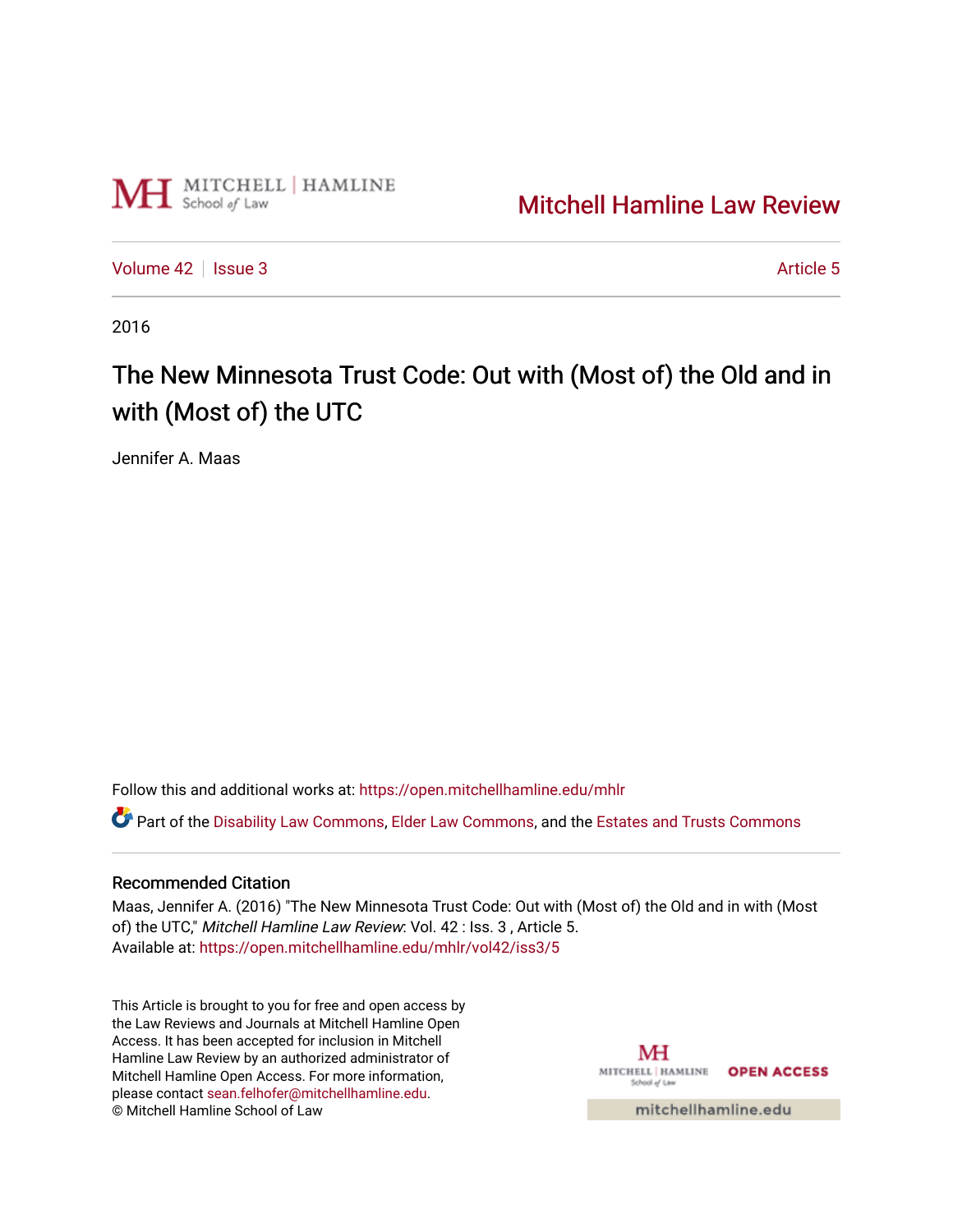Mitchell Hamline Law Review

Volume 42 | Issue 3 | Article 5

2016

# The New Minnesota Trust Code: Out with (Most of) the Old and in with (Most of) the UTC

Jennifer A. Maas

Follow this and additional works at: https://open.mitchellhamline.edu/mhlr

Part of the Disability Law Commons, Elder Law Commons, and the Estates and Trusts Commons

## Recommended Citation

Maas, Jennifer A. (2016) "The New Minnesota Trust Code: Out with (Most of) the Old and in with (Most of) the UTC," *Mitchell Hamline Law Review*: Vol. 42 : Iss. 3 , Article 5.
Available at: https://open.mitchellhamline.edu/mhlr/vol42/iss3/5

This Article is brought to you for free and open access by the Law Reviews and Journals at Mitchell Hamline Open Access. It has been accepted for inclusion in Mitchell Hamline Law Review by an authorized administrator of Mitchell Hamline Open Access. For more information, please contact sean.felhofer@mitchellhamline.edu.
© Mitchell Hamline School of Law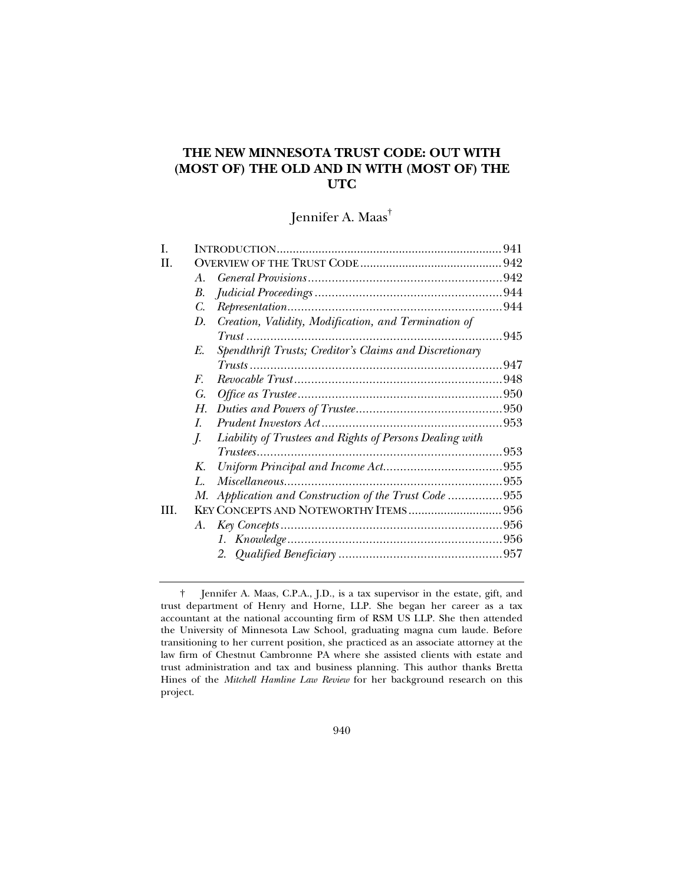# THE NEW MINNESOTA TRUST CODE: OUT WITH (MOST OF) THE OLD AND IN WITH (MOST OF) THE UTC

Jennifer A. Maas[†]

I. INTRODUCTION .................................................................... 941
II. OVERVIEW OF THE TRUST CODE ........................................... 942
  A. *General Provisions* ......................................................... 942
  B. *Judicial Proceedings* ....................................................... 944
  C. *Representation* ............................................................... 944
  D. *Creation, Validity, Modification, and Termination of Trust* ........................................................................... 945
  E. *Spendthrift Trusts; Creditor's Claims and Discretionary Trusts* .......................................................................... 947
  F. *Revocable Trust* ............................................................. 948
  G. *Office as Trustee* ............................................................ 950
  H. *Duties and Powers of Trustee* ........................................... 950
  I. *Prudent Investors Act* ..................................................... 953
  J. *Liability of Trustees and Rights of Persons Dealing with Trustees* ........................................................................ 953
  K. *Uniform Principal and Income Act* ................................... 955
  L. *Miscellaneous* ................................................................ 955
  M. *Application and Construction of the Trust Code* ................ 955
III. KEY CONCEPTS AND NOTEWORTHY ITEMS ............................ 956
  A. *Key Concepts* ................................................................. 956
    1. *Knowledge* ............................................................... 956
    2. *Qualified Beneficiary* ................................................ 957

---

† Jennifer A. Maas, C.P.A., J.D., is a tax supervisor in the estate, gift, and trust department of Henry and Horne, LLP. She began her career as a tax accountant at the national accounting firm of RSM US LLP. She then attended the University of Minnesota Law School, graduating magna cum laude. Before transitioning to her current position, she practiced as an associate attorney at the law firm of Chestnut Cambronne PA where she assisted clients with estate and trust administration and tax and business planning. This author thanks Bretta Hines of the *Mitchell Hamline Law Review* for her background research on this project.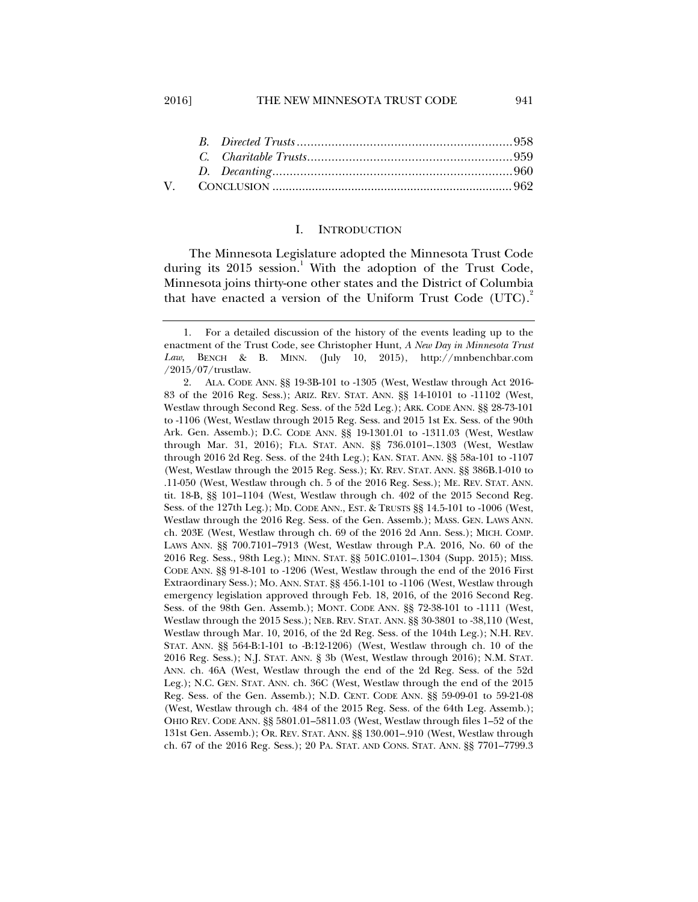B. *Directed Trusts* ............................................................ 958
C. *Charitable Trusts* ......................................................... 959
D. *Decanting* ................................................................... 960

V. CONCLUSION ....................................................................... 962

## I. INTRODUCTION

The Minnesota Legislature adopted the Minnesota Trust Code during its 2015 session.[1] With the adoption of the Trust Code, Minnesota joins thirty-one other states and the District of Columbia that have enacted a version of the Uniform Trust Code (UTC).[2]

---

1. For a detailed discussion of the history of the events leading up to the enactment of the Trust Code, see Christopher Hunt, *A New Day in Minnesota Trust Law*, BENCH & B. MINN. (July 10, 2015), http://mnbenchbar.com/2015/07/trustlaw.

2. ALA. CODE ANN. §§ 19-3B-101 to -1305 (West, Westlaw through Act 2016-83 of the 2016 Reg. Sess.); ARIZ. REV. STAT. ANN. §§ 14-10101 to -11102 (West, Westlaw through Second Reg. Sess. of the 52d Leg.); ARK. CODE ANN. §§ 28-73-101 to -1106 (West, Westlaw through 2015 Reg. Sess. and 2015 1st Ex. Sess. of the 90th Ark. Gen. Assemb.); D.C. CODE ANN. §§ 19-1301.01 to -1311.03 (West, Westlaw through Mar. 31, 2016); FLA. STAT. ANN. §§ 736.0101–.1303 (West, Westlaw through 2016 2d Reg. Sess. of the 24th Leg.); KAN. STAT. ANN. §§ 58a-101 to -1107 (West, Westlaw through the 2015 Reg. Sess.); KY. REV. STAT. ANN. §§ 386B.1-010 to .11-050 (West, Westlaw through ch. 5 of the 2016 Reg. Sess.); ME. REV. STAT. ANN. tit. 18-B, §§ 101–1104 (West, Westlaw through ch. 402 of the 2015 Second Reg. Sess. of the 127th Leg.); MD. CODE ANN., EST. & TRUSTS §§ 14.5-101 to -1006 (West, Westlaw through the 2016 Reg. Sess. of the Gen. Assemb.); MASS. GEN. LAWS ANN. ch. 203E (West, Westlaw through ch. 69 of the 2016 2d Ann. Sess.); MICH. COMP. LAWS ANN. §§ 700.7101–7913 (West, Westlaw through P.A. 2016, No. 60 of the 2016 Reg. Sess., 98th Leg.); MINN. STAT. §§ 501C.0101–.1304 (Supp. 2015); MISS. CODE ANN. §§ 91-8-101 to -1206 (West, Westlaw through the end of the 2016 First Extraordinary Sess.); MO. ANN. STAT. §§ 456.1-101 to -1106 (West, Westlaw through emergency legislation approved through Feb. 18, 2016, of the 2016 Second Reg. Sess. of the 98th Gen. Assemb.); MONT. CODE ANN. §§ 72-38-101 to -1111 (West, Westlaw through the 2015 Sess.); NEB. REV. STAT. ANN. §§ 30-3801 to -38,110 (West, Westlaw through Mar. 10, 2016, of the 2d Reg. Sess. of the 104th Leg.); N.H. REV. STAT. ANN. §§ 564-B:1-101 to -B:12-1206) (West, Westlaw through ch. 10 of the 2016 Reg. Sess.); N.J. STAT. ANN. § 3b (West, Westlaw through 2016); N.M. STAT. ANN. ch. 46A (West, Westlaw through the end of the 2d Reg. Sess. of the 52d Leg.); N.C. GEN. STAT. ANN. ch. 36C (West, Westlaw through the end of the 2015 Reg. Sess. of the Gen. Assemb.); N.D. CENT. CODE ANN. §§ 59-09-01 to 59-21-08 (West, Westlaw through ch. 484 of the 2015 Reg. Sess. of the 64th Leg. Assemb.); OHIO REV. CODE ANN. §§ 5801.01–5811.03 (West, Westlaw through files 1–52 of the 131st Gen. Assemb.); OR. REV. STAT. ANN. §§ 130.001–.910 (West, Westlaw through ch. 67 of the 2016 Reg. Sess.); 20 PA. STAT. AND CONS. STAT. ANN. §§ 7701–7799.3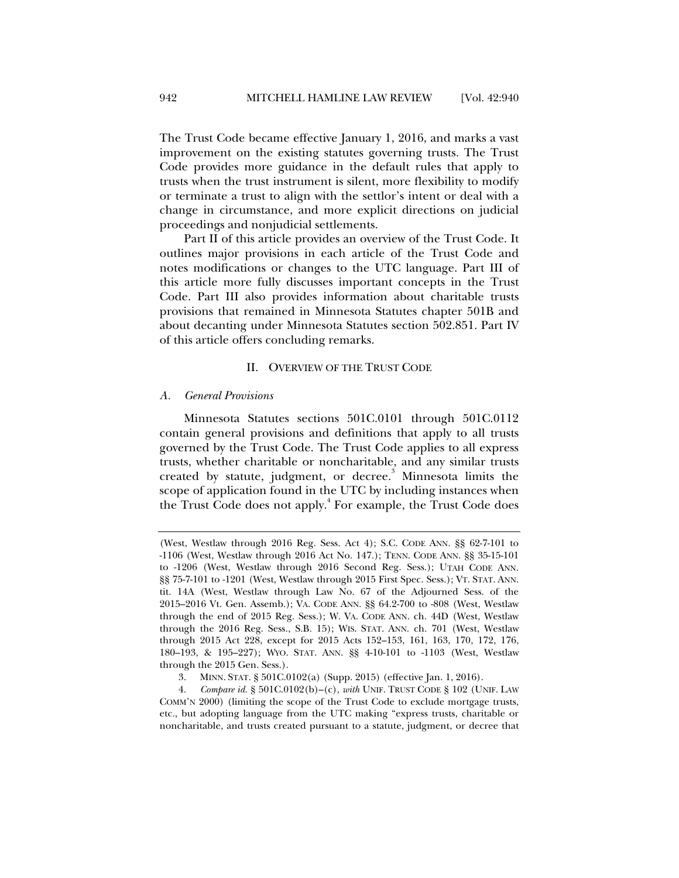The Trust Code became effective January 1, 2016, and marks a vast improvement on the existing statutes governing trusts. The Trust Code provides more guidance in the default rules that apply to trusts when the trust instrument is silent, more flexibility to modify or terminate a trust to align with the settlor's intent or deal with a change in circumstance, and more explicit directions on judicial proceedings and nonjudicial settlements.

Part II of this article provides an overview of the Trust Code. It outlines major provisions in each article of the Trust Code and notes modifications or changes to the UTC language. Part III of this article more fully discusses important concepts in the Trust Code. Part III also provides information about charitable trusts provisions that remained in Minnesota Statutes chapter 501B and about decanting under Minnesota Statutes section 502.851. Part IV of this article offers concluding remarks.

## II. OVERVIEW OF THE TRUST CODE

### *A. General Provisions*

Minnesota Statutes sections 501C.0101 through 501C.0112 contain general provisions and definitions that apply to all trusts governed by the Trust Code. The Trust Code applies to all express trusts, whether charitable or noncharitable, and any similar trusts created by statute, judgment, or decree.[3] Minnesota limits the scope of application found in the UTC by including instances when the Trust Code does not apply.[4] For example, the Trust Code does

---

(West, Westlaw through 2016 Reg. Sess. Act 4); S.C. CODE ANN. §§ 62-7-101 to -1106 (West, Westlaw through 2016 Act No. 147.); TENN. CODE ANN. §§ 35-15-101 to -1206 (West, Westlaw through 2016 Second Reg. Sess.); UTAH CODE ANN. §§ 75-7-101 to -1201 (West, Westlaw through 2015 First Spec. Sess.); VT. STAT. ANN. tit. 14A (West, Westlaw through Law No. 67 of the Adjourned Sess. of the 2015–2016 Vt. Gen. Assemb.); VA. CODE ANN. §§ 64.2-700 to -808 (West, Westlaw through the end of 2015 Reg. Sess.); W. VA. CODE ANN. ch. 44D (West, Westlaw through the 2016 Reg. Sess., S.B. 15); WIS. STAT. ANN. ch. 701 (West, Westlaw through 2015 Act 228, except for 2015 Acts 152–153, 161, 163, 170, 172, 176, 180–193, & 195–227); WYO. STAT. ANN. §§ 4-10-101 to -1103 (West, Westlaw through the 2015 Gen. Sess.).

3. MINN. STAT. § 501C.0102(a) (Supp. 2015) (effective Jan. 1, 2016).

4. *Compare id.* § 501C.0102(b)–(c), *with* UNIF. TRUST CODE § 102 (UNIF. LAW COMM'N 2000) (limiting the scope of the Trust Code to exclude mortgage trusts, etc., but adopting language from the UTC making "express trusts, charitable or noncharitable, and trusts created pursuant to a statute, judgment, or decree that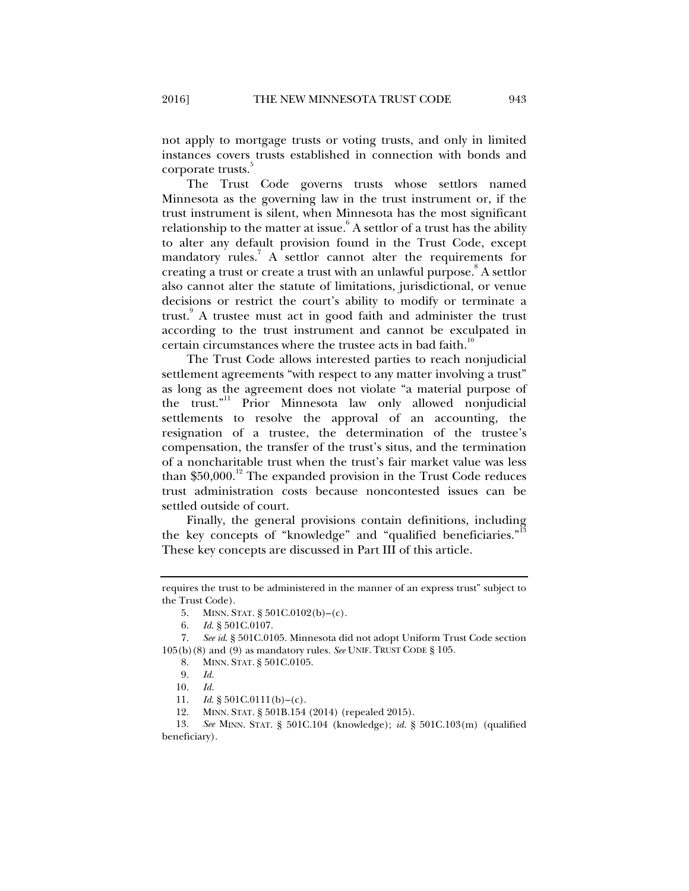not apply to mortgage trusts or voting trusts, and only in limited instances covers trusts established in connection with bonds and corporate trusts.[5]

The Trust Code governs trusts whose settlors named Minnesota as the governing law in the trust instrument or, if the trust instrument is silent, when Minnesota has the most significant relationship to the matter at issue.[6] A settlor of a trust has the ability to alter any default provision found in the Trust Code, except mandatory rules.[7] A settlor cannot alter the requirements for creating a trust or create a trust with an unlawful purpose.[8] A settlor also cannot alter the statute of limitations, jurisdictional, or venue decisions or restrict the court's ability to modify or terminate a trust.[9] A trustee must act in good faith and administer the trust according to the trust instrument and cannot be exculpated in certain circumstances where the trustee acts in bad faith.[10]

The Trust Code allows interested parties to reach nonjudicial settlement agreements "with respect to any matter involving a trust" as long as the agreement does not violate "a material purpose of the trust."[11] Prior Minnesota law only allowed nonjudicial settlements to resolve the approval of an accounting, the resignation of a trustee, the determination of the trustee's compensation, the transfer of the trust's situs, and the termination of a noncharitable trust when the trust's fair market value was less than $50,000.[12] The expanded provision in the Trust Code reduces trust administration costs because noncontested issues can be settled outside of court.

Finally, the general provisions contain definitions, including the key concepts of "knowledge" and "qualified beneficiaries."[13] These key concepts are discussed in Part III of this article.

---

requires the trust to be administered in the manner of an express trust" subject to the Trust Code).

5. MINN. STAT. § 501C.0102(b)–(c).

6. *Id.* § 501C.0107.

7. *See id.* § 501C.0105. Minnesota did not adopt Uniform Trust Code section 105(b)(8) and (9) as mandatory rules. *See* UNIF. TRUST CODE § 105.

8. MINN. STAT. § 501C.0105.

9. *Id.*

10. *Id.*

11. *Id.* § 501C.0111(b)–(c).

12. MINN. STAT. § 501B.154 (2014) (repealed 2015).

13. *See* MINN. STAT. § 501C.104 (knowledge); *id.* § 501C.103(m) (qualified beneficiary).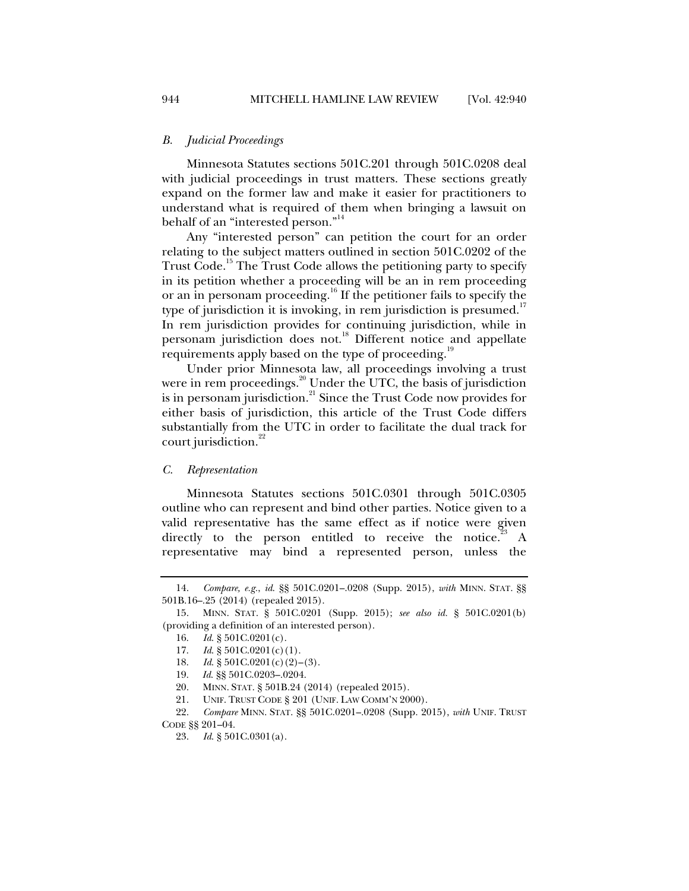### *B. Judicial Proceedings*

Minnesota Statutes sections 501C.201 through 501C.0208 deal with judicial proceedings in trust matters. These sections greatly expand on the former law and make it easier for practitioners to understand what is required of them when bringing a lawsuit on behalf of an "interested person."[14]

Any "interested person" can petition the court for an order relating to the subject matters outlined in section 501C.0202 of the Trust Code.[15] The Trust Code allows the petitioning party to specify in its petition whether a proceeding will be an in rem proceeding or an in personam proceeding.[16] If the petitioner fails to specify the type of jurisdiction it is invoking, in rem jurisdiction is presumed.[17] In rem jurisdiction provides for continuing jurisdiction, while in personam jurisdiction does not.[18] Different notice and appellate requirements apply based on the type of proceeding.[19]

Under prior Minnesota law, all proceedings involving a trust were in rem proceedings.[20] Under the UTC, the basis of jurisdiction is in personam jurisdiction.[21] Since the Trust Code now provides for either basis of jurisdiction, this article of the Trust Code differs substantially from the UTC in order to facilitate the dual track for court jurisdiction.[22]

### *C. Representation*

Minnesota Statutes sections 501C.0301 through 501C.0305 outline who can represent and bind other parties. Notice given to a valid representative has the same effect as if notice were given directly to the person entitled to receive the notice.[23] A representative may bind a represented person, unless the

---

14. *Compare, e.g.*, *id.* §§ 501C.0201–.0208 (Supp. 2015), *with* MINN. STAT. §§ 501B.16–.25 (2014) (repealed 2015).

15. MINN. STAT. § 501C.0201 (Supp. 2015); *see also id.* § 501C.0201(b) (providing a definition of an interested person).

16. *Id.* § 501C.0201(c).

17. *Id.* § 501C.0201(c)(1).

18. *Id.* § 501C.0201(c)(2)–(3).

19. *Id.* §§ 501C.0203–.0204.

20. MINN. STAT. § 501B.24 (2014) (repealed 2015).

21. UNIF. TRUST CODE § 201 (UNIF. LAW COMM'N 2000).

22. *Compare* MINN. STAT. §§ 501C.0201–.0208 (Supp. 2015), *with* UNIF. TRUST CODE §§ 201–04.

23. *Id.* § 501C.0301(a).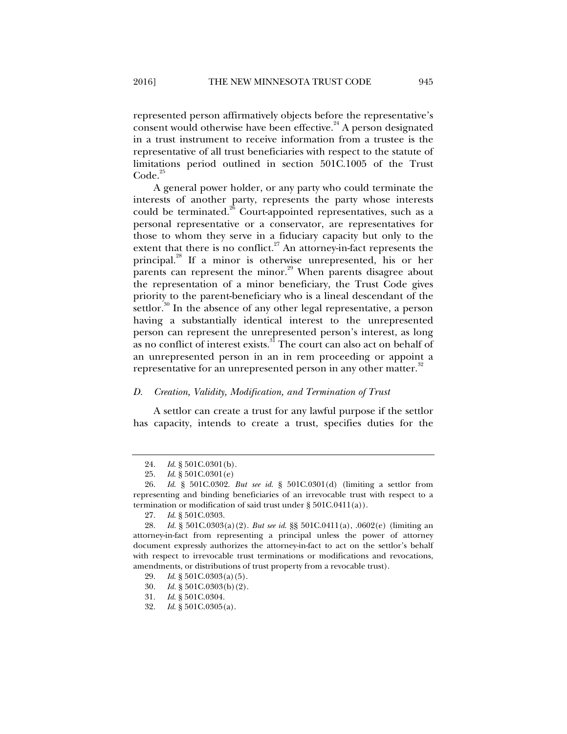represented person affirmatively objects before the representative's consent would otherwise have been effective.[24] A person designated in a trust instrument to receive information from a trustee is the representative of all trust beneficiaries with respect to the statute of limitations period outlined in section 501C.1005 of the Trust Code.[25]

A general power holder, or any party who could terminate the interests of another party, represents the party whose interests could be terminated.[26] Court-appointed representatives, such as a personal representative or a conservator, are representatives for those to whom they serve in a fiduciary capacity but only to the extent that there is no conflict.[27] An attorney-in-fact represents the principal.[28] If a minor is otherwise unrepresented, his or her parents can represent the minor.[29] When parents disagree about the representation of a minor beneficiary, the Trust Code gives priority to the parent-beneficiary who is a lineal descendant of the settlor.[30] In the absence of any other legal representative, a person having a substantially identical interest to the unrepresented person can represent the unrepresented person's interest, as long as no conflict of interest exists.[31] The court can also act on behalf of an unrepresented person in an in rem proceeding or appoint a representative for an unrepresented person in any other matter.[32]

### *D. Creation, Validity, Modification, and Termination of Trust*

A settlor can create a trust for any lawful purpose if the settlor has capacity, intends to create a trust, specifies duties for the

---

24. *Id.* § 501C.0301(b).

25. *Id.* § 501C.0301(e)

26. *Id.* § 501C.0302. *But see id.* § 501C.0301(d) (limiting a settlor from representing and binding beneficiaries of an irrevocable trust with respect to a termination or modification of said trust under § 501C.0411(a)).

27. *Id.* § 501C.0303.

28. *Id.* § 501C.0303(a)(2). *But see id.* §§ 501C.0411(a), .0602(e) (limiting an attorney-in-fact from representing a principal unless the power of attorney document expressly authorizes the attorney-in-fact to act on the settlor's behalf with respect to irrevocable trust terminations or modifications and revocations, amendments, or distributions of trust property from a revocable trust).

29. *Id.* § 501C.0303(a)(5).

30. *Id.* § 501C.0303(b)(2).

31. *Id.* § 501C.0304.

32. *Id.* § 501C.0305(a).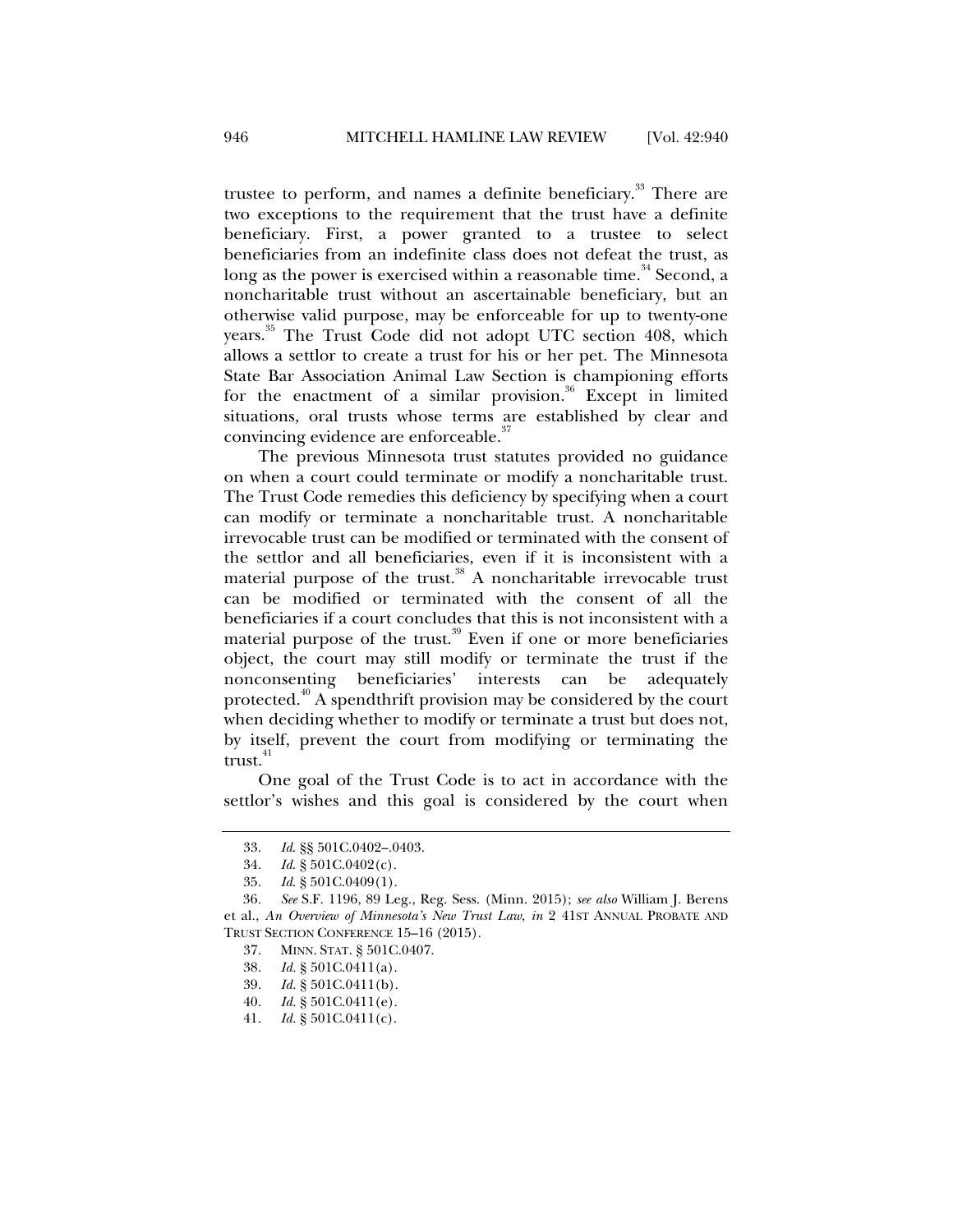trustee to perform, and names a definite beneficiary.[33] There are two exceptions to the requirement that the trust have a definite beneficiary. First, a power granted to a trustee to select beneficiaries from an indefinite class does not defeat the trust, as long as the power is exercised within a reasonable time.[34] Second, a noncharitable trust without an ascertainable beneficiary, but an otherwise valid purpose, may be enforceable for up to twenty-one years.[35] The Trust Code did not adopt UTC section 408, which allows a settlor to create a trust for his or her pet. The Minnesota State Bar Association Animal Law Section is championing efforts for the enactment of a similar provision.[36] Except in limited situations, oral trusts whose terms are established by clear and convincing evidence are enforceable.[37]

The previous Minnesota trust statutes provided no guidance on when a court could terminate or modify a noncharitable trust. The Trust Code remedies this deficiency by specifying when a court can modify or terminate a noncharitable trust. A noncharitable irrevocable trust can be modified or terminated with the consent of the settlor and all beneficiaries, even if it is inconsistent with a material purpose of the trust.[38] A noncharitable irrevocable trust can be modified or terminated with the consent of all the beneficiaries if a court concludes that this is not inconsistent with a material purpose of the trust.[39] Even if one or more beneficiaries object, the court may still modify or terminate the trust if the nonconsenting beneficiaries' interests can be adequately protected.[40] A spendthrift provision may be considered by the court when deciding whether to modify or terminate a trust but does not, by itself, prevent the court from modifying or terminating the trust.[41]

One goal of the Trust Code is to act in accordance with the settlor's wishes and this goal is considered by the court when

---

33. *Id.* §§ 501C.0402–.0403.

34. *Id.* § 501C.0402(c).

35. *Id.* § 501C.0409(1).

36. *See* S.F. 1196, 89 Leg., Reg. Sess. (Minn. 2015); *see also* William J. Berens et al., *An Overview of Minnesota's New Trust Law*, *in* 2 41ST ANNUAL PROBATE AND TRUST SECTION CONFERENCE 15–16 (2015).

37. MINN. STAT. § 501C.0407.

38. *Id.* § 501C.0411(a).

39. *Id.* § 501C.0411(b).

40. *Id.* § 501C.0411(e).

41. *Id.* § 501C.0411(c).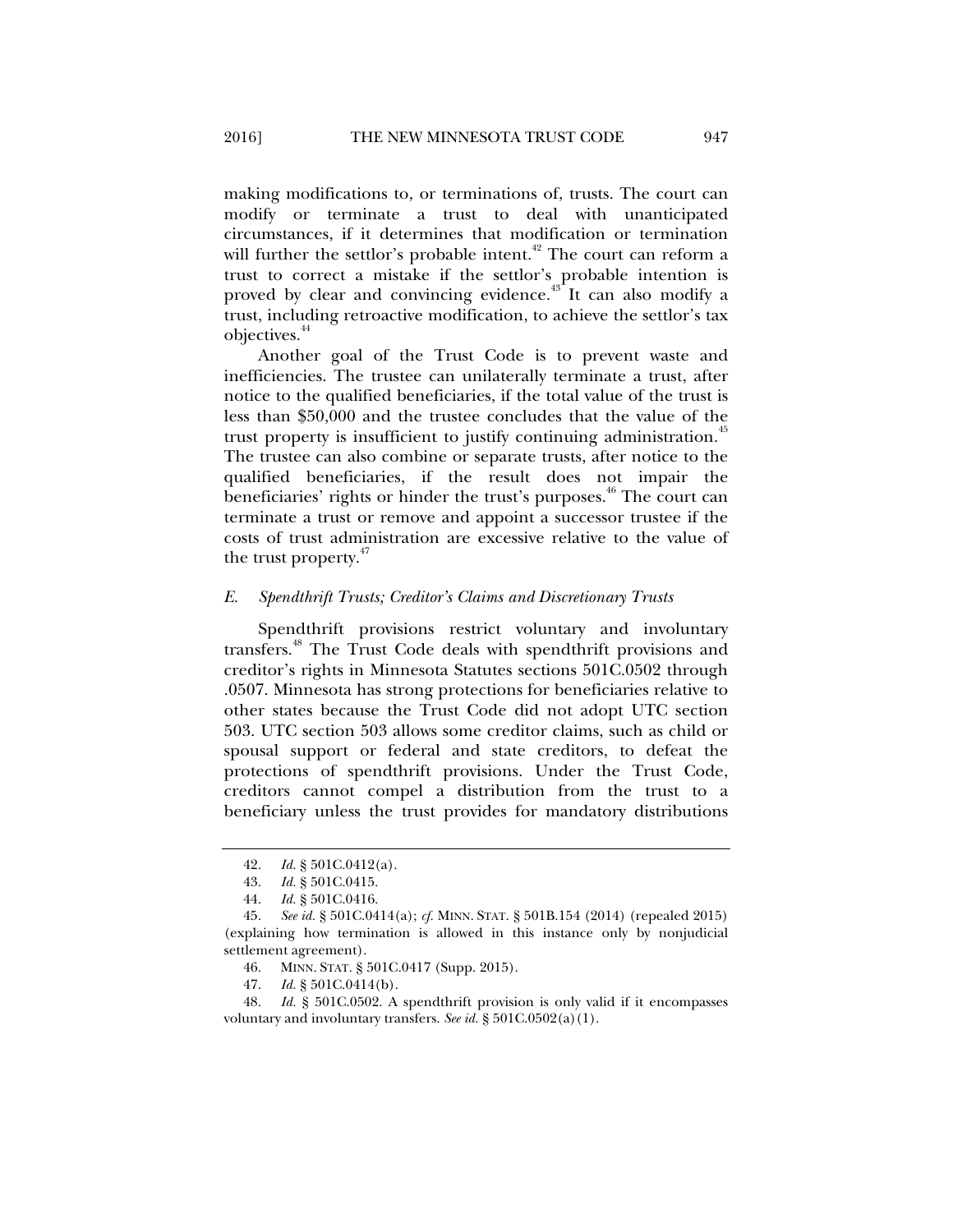making modifications to, or terminations of, trusts. The court can modify or terminate a trust to deal with unanticipated circumstances, if it determines that modification or termination will further the settlor's probable intent.[42] The court can reform a trust to correct a mistake if the settlor's probable intention is proved by clear and convincing evidence.[43] It can also modify a trust, including retroactive modification, to achieve the settlor's tax objectives.[44]

Another goal of the Trust Code is to prevent waste and inefficiencies. The trustee can unilaterally terminate a trust, after notice to the qualified beneficiaries, if the total value of the trust is less than $50,000 and the trustee concludes that the value of the trust property is insufficient to justify continuing administration.[45] The trustee can also combine or separate trusts, after notice to the qualified beneficiaries, if the result does not impair the beneficiaries' rights or hinder the trust's purposes.[46] The court can terminate a trust or remove and appoint a successor trustee if the costs of trust administration are excessive relative to the value of the trust property.[47]

### *E. Spendthrift Trusts; Creditor's Claims and Discretionary Trusts*

Spendthrift provisions restrict voluntary and involuntary transfers.[48] The Trust Code deals with spendthrift provisions and creditor's rights in Minnesota Statutes sections 501C.0502 through .0507. Minnesota has strong protections for beneficiaries relative to other states because the Trust Code did not adopt UTC section 503. UTC section 503 allows some creditor claims, such as child or spousal support or federal and state creditors, to defeat the protections of spendthrift provisions. Under the Trust Code, creditors cannot compel a distribution from the trust to a beneficiary unless the trust provides for mandatory distributions

---

42. *Id.* § 501C.0412(a).

43. *Id.* § 501C.0415.

44. *Id.* § 501C.0416.

45. *See id.* § 501C.0414(a); *cf.* MINN. STAT. § 501B.154 (2014) (repealed 2015) (explaining how termination is allowed in this instance only by nonjudicial settlement agreement).

46. MINN. STAT. § 501C.0417 (Supp. 2015).

47. *Id.* § 501C.0414(b).

48. *Id.* § 501C.0502. A spendthrift provision is only valid if it encompasses voluntary and involuntary transfers. *See id.* § 501C.0502(a)(1).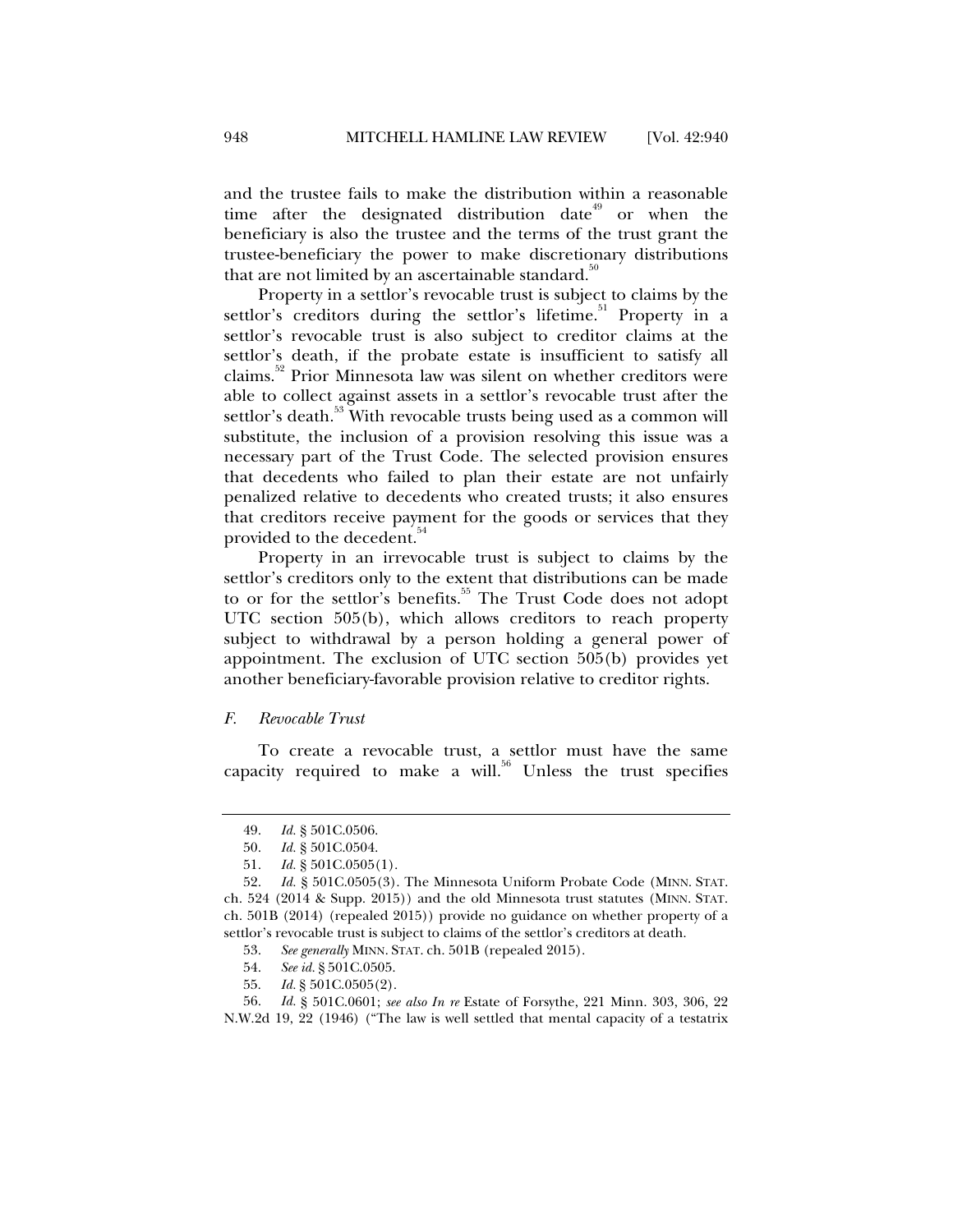and the trustee fails to make the distribution within a reasonable time after the designated distribution date[49] or when the beneficiary is also the trustee and the terms of the trust grant the trustee-beneficiary the power to make discretionary distributions that are not limited by an ascertainable standard.[50]

Property in a settlor's revocable trust is subject to claims by the settlor's creditors during the settlor's lifetime.[51] Property in a settlor's revocable trust is also subject to creditor claims at the settlor's death, if the probate estate is insufficient to satisfy all claims.[52] Prior Minnesota law was silent on whether creditors were able to collect against assets in a settlor's revocable trust after the settlor's death.[53] With revocable trusts being used as a common will substitute, the inclusion of a provision resolving this issue was a necessary part of the Trust Code. The selected provision ensures that decedents who failed to plan their estate are not unfairly penalized relative to decedents who created trusts; it also ensures that creditors receive payment for the goods or services that they provided to the decedent.[54]

Property in an irrevocable trust is subject to claims by the settlor's creditors only to the extent that distributions can be made to or for the settlor's benefits.[55] The Trust Code does not adopt UTC section 505(b), which allows creditors to reach property subject to withdrawal by a person holding a general power of appointment. The exclusion of UTC section 505(b) provides yet another beneficiary-favorable provision relative to creditor rights.

### *F. Revocable Trust*

To create a revocable trust, a settlor must have the same capacity required to make a will.[56] Unless the trust specifies

---

49. *Id.* § 501C.0506.

50. *Id.* § 501C.0504.

51. *Id.* § 501C.0505(1).

52. *Id.* § 501C.0505(3). The Minnesota Uniform Probate Code (MINN. STAT. ch. 524 (2014 & Supp. 2015)) and the old Minnesota trust statutes (MINN. STAT. ch. 501B (2014) (repealed 2015)) provide no guidance on whether property of a settlor's revocable trust is subject to claims of the settlor's creditors at death.

53. *See generally* MINN. STAT. ch. 501B (repealed 2015).

54. *See id.* § 501C.0505.

55. *Id.* § 501C.0505(2).

56. *Id.* § 501C.0601; *see also In re* Estate of Forsythe, 221 Minn. 303, 306, 22 N.W.2d 19, 22 (1946) ("The law is well settled that mental capacity of a testatrix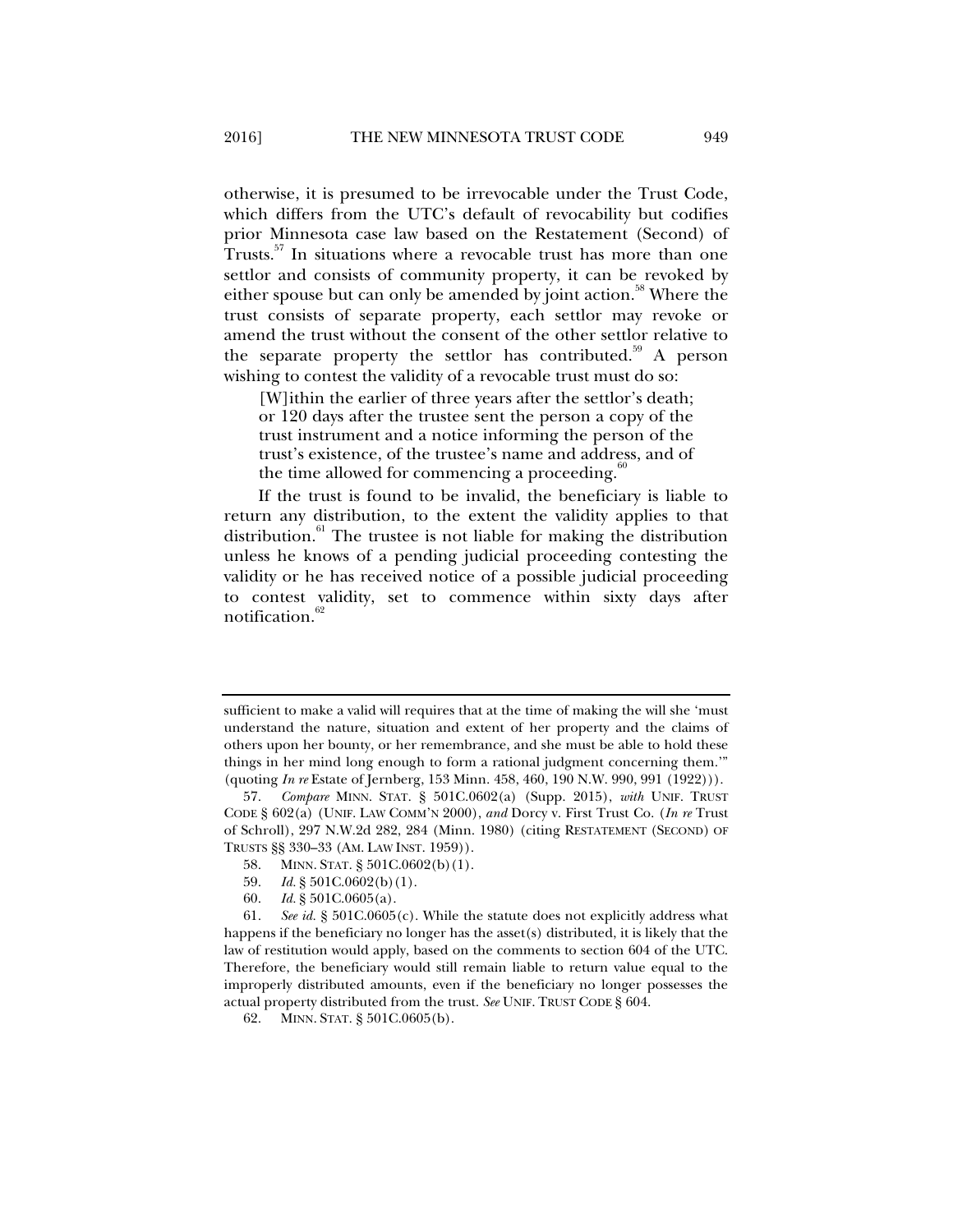otherwise, it is presumed to be irrevocable under the Trust Code, which differs from the UTC's default of revocability but codifies prior Minnesota case law based on the Restatement (Second) of Trusts.[57] In situations where a revocable trust has more than one settlor and consists of community property, it can be revoked by either spouse but can only be amended by joint action.[58] Where the trust consists of separate property, each settlor may revoke or amend the trust without the consent of the other settlor relative to the separate property the settlor has contributed.[59] A person wishing to contest the validity of a revocable trust must do so:

> [W]ithin the earlier of three years after the settlor's death; or 120 days after the trustee sent the person a copy of the trust instrument and a notice informing the person of the trust's existence, of the trustee's name and address, and of the time allowed for commencing a proceeding.[60]

If the trust is found to be invalid, the beneficiary is liable to return any distribution, to the extent the validity applies to that distribution.[61] The trustee is not liable for making the distribution unless he knows of a pending judicial proceeding contesting the validity or he has received notice of a possible judicial proceeding to contest validity, set to commence within sixty days after notification.[62]

---

sufficient to make a valid will requires that at the time of making the will she 'must understand the nature, situation and extent of her property and the claims of others upon her bounty, or her remembrance, and she must be able to hold these things in her mind long enough to form a rational judgment concerning them.'" (quoting *In re* Estate of Jernberg, 153 Minn. 458, 460, 190 N.W. 990, 991 (1922))).

57. *Compare* MINN. STAT. § 501C.0602(a) (Supp. 2015), *with* UNIF. TRUST CODE § 602(a) (UNIF. LAW COMM'N 2000), *and* Dorcy v. First Trust Co. (*In re* Trust of Schroll), 297 N.W.2d 282, 284 (Minn. 1980) (citing RESTATEMENT (SECOND) OF TRUSTS §§ 330–33 (AM. LAW INST. 1959)).

58. MINN. STAT. § 501C.0602(b)(1).

59. *Id.* § 501C.0602(b)(1).

60. *Id.* § 501C.0605(a).

61. *See id.* § 501C.0605(c). While the statute does not explicitly address what happens if the beneficiary no longer has the asset(s) distributed, it is likely that the law of restitution would apply, based on the comments to section 604 of the UTC. Therefore, the beneficiary would still remain liable to return value equal to the improperly distributed amounts, even if the beneficiary no longer possesses the actual property distributed from the trust. *See* UNIF. TRUST CODE § 604.

62. MINN. STAT. § 501C.0605(b).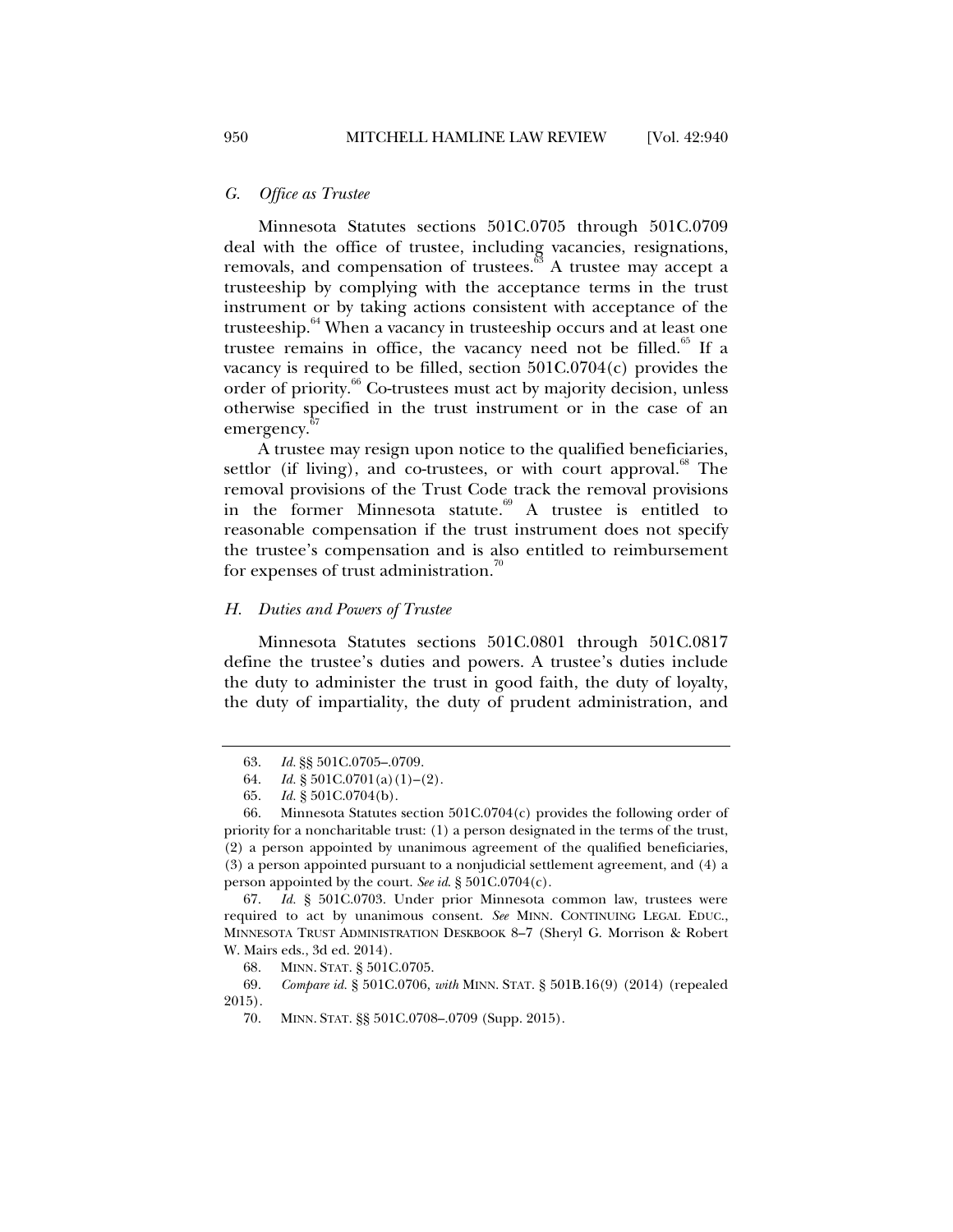### *G. Office as Trustee*

Minnesota Statutes sections 501C.0705 through 501C.0709 deal with the office of trustee, including vacancies, resignations, removals, and compensation of trustees.[63] A trustee may accept a trusteeship by complying with the acceptance terms in the trust instrument or by taking actions consistent with acceptance of the trusteeship.[64] When a vacancy in trusteeship occurs and at least one trustee remains in office, the vacancy need not be filled.[65] If a vacancy is required to be filled, section 501C.0704(c) provides the order of priority.[66] Co-trustees must act by majority decision, unless otherwise specified in the trust instrument or in the case of an emergency.[67]

A trustee may resign upon notice to the qualified beneficiaries, settlor (if living), and co-trustees, or with court approval.[68] The removal provisions of the Trust Code track the removal provisions in the former Minnesota statute.[69] A trustee is entitled to reasonable compensation if the trust instrument does not specify the trustee's compensation and is also entitled to reimbursement for expenses of trust administration.[70]

### *H. Duties and Powers of Trustee*

Minnesota Statutes sections 501C.0801 through 501C.0817 define the trustee's duties and powers. A trustee's duties include the duty to administer the trust in good faith, the duty of loyalty, the duty of impartiality, the duty of prudent administration, and

---

63. *Id.* §§ 501C.0705–.0709.

64. *Id.* § 501C.0701(a)(1)–(2).

65. *Id.* § 501C.0704(b).

66. Minnesota Statutes section 501C.0704(c) provides the following order of priority for a noncharitable trust: (1) a person designated in the terms of the trust, (2) a person appointed by unanimous agreement of the qualified beneficiaries, (3) a person appointed pursuant to a nonjudicial settlement agreement, and (4) a person appointed by the court. *See id.* § 501C.0704(c).

67. *Id.* § 501C.0703. Under prior Minnesota common law, trustees were required to act by unanimous consent. *See* MINN. CONTINUING LEGAL EDUC., MINNESOTA TRUST ADMINISTRATION DESKBOOK 8–7 (Sheryl G. Morrison & Robert W. Mairs eds., 3d ed. 2014).

68. MINN. STAT. § 501C.0705.

69. *Compare id.* § 501C.0706, *with* MINN. STAT. § 501B.16(9) (2014) (repealed 2015).

70. MINN. STAT. §§ 501C.0708–.0709 (Supp. 2015).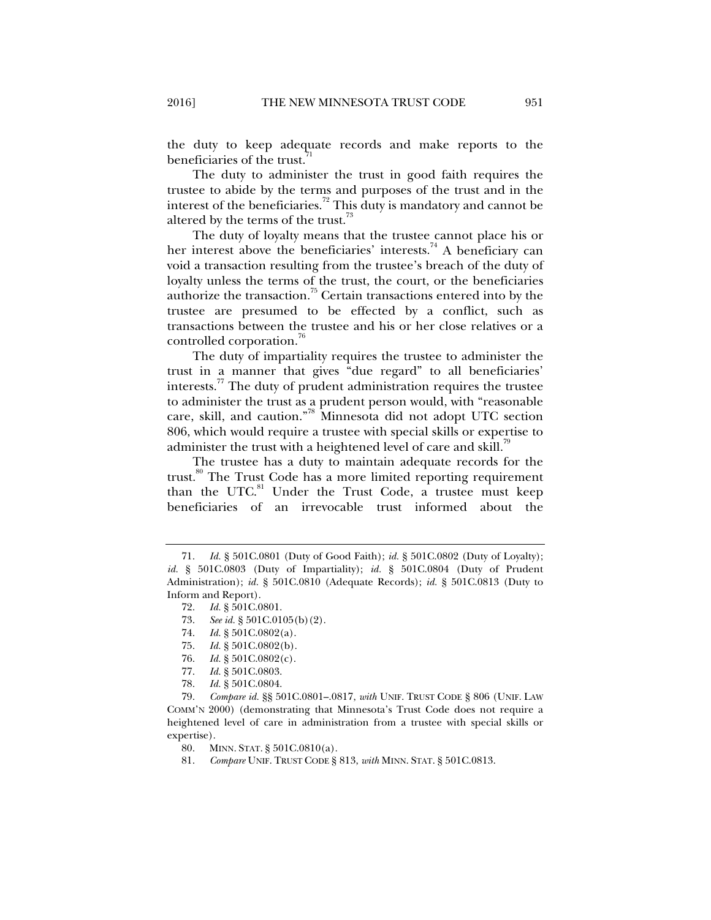the duty to keep adequate records and make reports to the beneficiaries of the trust.[71]

The duty to administer the trust in good faith requires the trustee to abide by the terms and purposes of the trust and in the interest of the beneficiaries.[72] This duty is mandatory and cannot be altered by the terms of the trust.[73]

The duty of loyalty means that the trustee cannot place his or her interest above the beneficiaries' interests.[74] A beneficiary can void a transaction resulting from the trustee's breach of the duty of loyalty unless the terms of the trust, the court, or the beneficiaries authorize the transaction.[75] Certain transactions entered into by the trustee are presumed to be effected by a conflict, such as transactions between the trustee and his or her close relatives or a controlled corporation.[76]

The duty of impartiality requires the trustee to administer the trust in a manner that gives "due regard" to all beneficiaries' interests.[77] The duty of prudent administration requires the trustee to administer the trust as a prudent person would, with "reasonable care, skill, and caution."[78] Minnesota did not adopt UTC section 806, which would require a trustee with special skills or expertise to administer the trust with a heightened level of care and skill.[79]

The trustee has a duty to maintain adequate records for the trust.[80] The Trust Code has a more limited reporting requirement than the UTC.[81] Under the Trust Code, a trustee must keep beneficiaries of an irrevocable trust informed about the

---

71. *Id.* § 501C.0801 (Duty of Good Faith); *id.* § 501C.0802 (Duty of Loyalty); *id.* § 501C.0803 (Duty of Impartiality); *id.* § 501C.0804 (Duty of Prudent Administration); *id.* § 501C.0810 (Adequate Records); *id.* § 501C.0813 (Duty to Inform and Report).

72. *Id.* § 501C.0801.

73. *See id.* § 501C.0105(b)(2).

74. *Id.* § 501C.0802(a).

75. *Id.* § 501C.0802(b).

76. *Id.* § 501C.0802(c).

77. *Id.* § 501C.0803.

78. *Id.* § 501C.0804.

79. *Compare id.* §§ 501C.0801–.0817, *with* UNIF. TRUST CODE § 806 (UNIF. LAW COMM'N 2000) (demonstrating that Minnesota's Trust Code does not require a heightened level of care in administration from a trustee with special skills or expertise).

80. MINN. STAT. § 501C.0810(a).

81. *Compare* UNIF. TRUST CODE § 813, *with* MINN. STAT. § 501C.0813.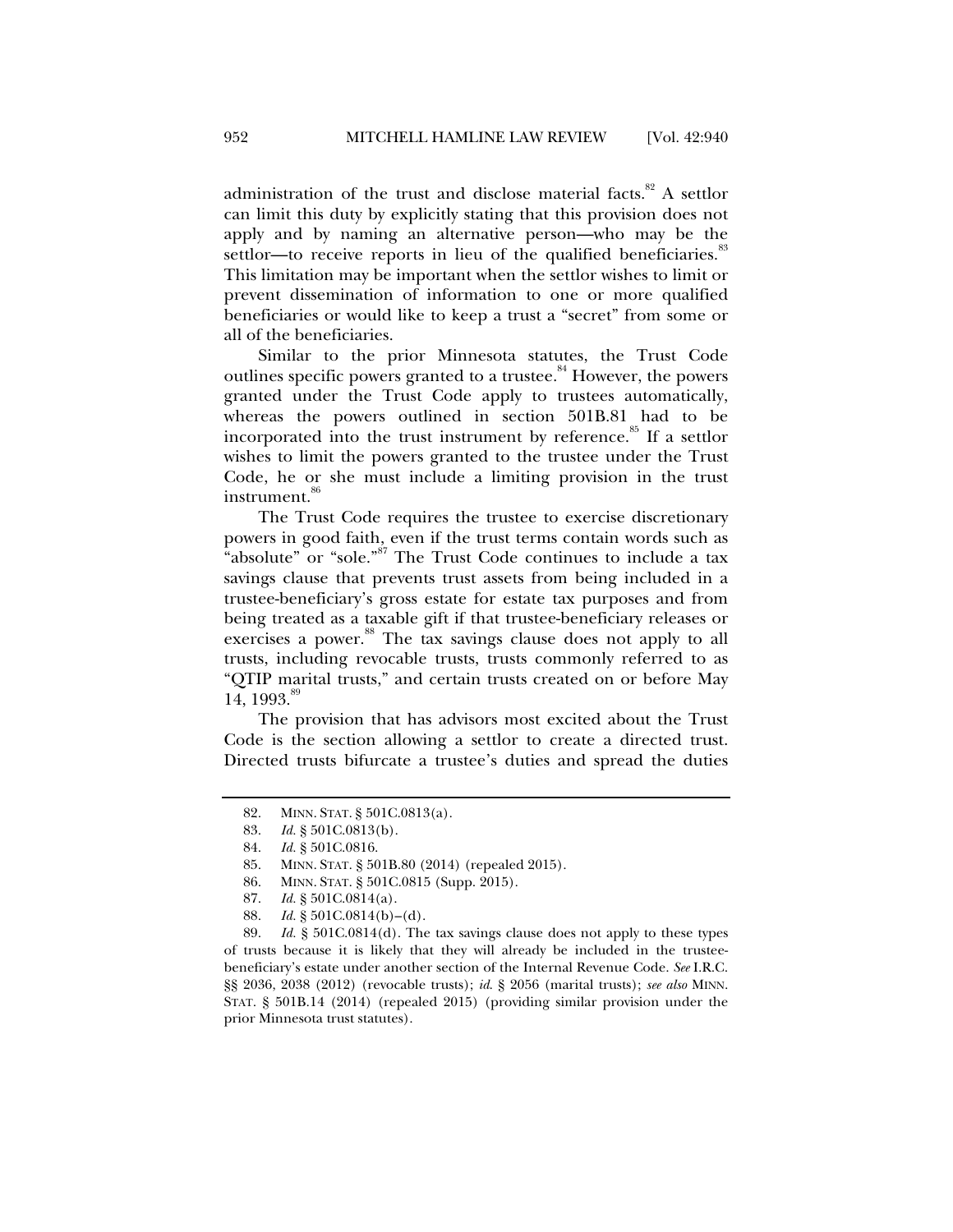administration of the trust and disclose material facts.[82] A settlor can limit this duty by explicitly stating that this provision does not apply and by naming an alternative person—who may be the settlor—to receive reports in lieu of the qualified beneficiaries.[83] This limitation may be important when the settlor wishes to limit or prevent dissemination of information to one or more qualified beneficiaries or would like to keep a trust a "secret" from some or all of the beneficiaries.

Similar to the prior Minnesota statutes, the Trust Code outlines specific powers granted to a trustee.[84] However, the powers granted under the Trust Code apply to trustees automatically, whereas the powers outlined in section 501B.81 had to be incorporated into the trust instrument by reference.[85] If a settlor wishes to limit the powers granted to the trustee under the Trust Code, he or she must include a limiting provision in the trust instrument.[86]

The Trust Code requires the trustee to exercise discretionary powers in good faith, even if the trust terms contain words such as "absolute" or "sole."[87] The Trust Code continues to include a tax savings clause that prevents trust assets from being included in a trustee-beneficiary's gross estate for estate tax purposes and from being treated as a taxable gift if that trustee-beneficiary releases or exercises a power.[88] The tax savings clause does not apply to all trusts, including revocable trusts, trusts commonly referred to as "QTIP marital trusts," and certain trusts created on or before May 14, 1993.[89]

The provision that has advisors most excited about the Trust Code is the section allowing a settlor to create a directed trust. Directed trusts bifurcate a trustee's duties and spread the duties

---

82. MINN. STAT. § 501C.0813(a).

83. *Id.* § 501C.0813(b).

84. *Id.* § 501C.0816.

85. MINN. STAT. § 501B.80 (2014) (repealed 2015).

86. MINN. STAT. § 501C.0815 (Supp. 2015).

87. *Id.* § 501C.0814(a).

88. *Id.* § 501C.0814(b)–(d).

89. *Id.* § 501C.0814(d). The tax savings clause does not apply to these types of trusts because it is likely that they will already be included in the trustee-beneficiary's estate under another section of the Internal Revenue Code. *See* I.R.C. §§ 2036, 2038 (2012) (revocable trusts); *id.* § 2056 (marital trusts); *see also* MINN. STAT. § 501B.14 (2014) (repealed 2015) (providing similar provision under the prior Minnesota trust statutes).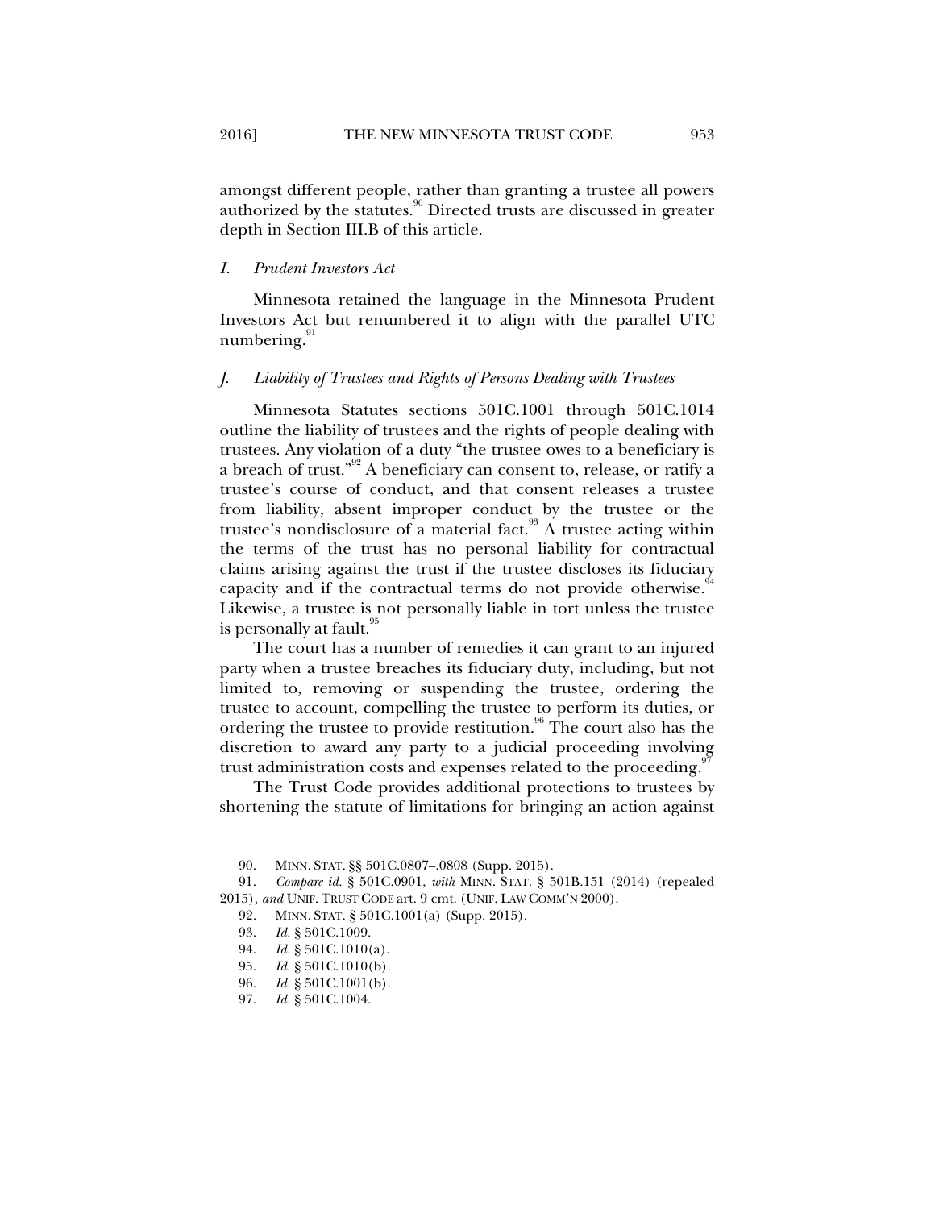amongst different people, rather than granting a trustee all powers authorized by the statutes.[90] Directed trusts are discussed in greater depth in Section III.B of this article.

### *I. Prudent Investors Act*

Minnesota retained the language in the Minnesota Prudent Investors Act but renumbered it to align with the parallel UTC numbering.[91]

### *J. Liability of Trustees and Rights of Persons Dealing with Trustees*

Minnesota Statutes sections 501C.1001 through 501C.1014 outline the liability of trustees and the rights of people dealing with trustees. Any violation of a duty "the trustee owes to a beneficiary is a breach of trust."[92] A beneficiary can consent to, release, or ratify a trustee's course of conduct, and that consent releases a trustee from liability, absent improper conduct by the trustee or the trustee's nondisclosure of a material fact.[93] A trustee acting within the terms of the trust has no personal liability for contractual claims arising against the trust if the trustee discloses its fiduciary capacity and if the contractual terms do not provide otherwise.[94] Likewise, a trustee is not personally liable in tort unless the trustee is personally at fault.[95]

The court has a number of remedies it can grant to an injured party when a trustee breaches its fiduciary duty, including, but not limited to, removing or suspending the trustee, ordering the trustee to account, compelling the trustee to perform its duties, or ordering the trustee to provide restitution.[96] The court also has the discretion to award any party to a judicial proceeding involving trust administration costs and expenses related to the proceeding.[97]

The Trust Code provides additional protections to trustees by shortening the statute of limitations for bringing an action against

---

90. MINN. STAT. §§ 501C.0807–.0808 (Supp. 2015).

91. *Compare id.* § 501C.0901, *with* MINN. STAT. § 501B.151 (2014) (repealed 2015), *and* UNIF. TRUST CODE art. 9 cmt. (UNIF. LAW COMM'N 2000).

92. MINN. STAT. § 501C.1001(a) (Supp. 2015).

93. *Id.* § 501C.1009.

94. *Id.* § 501C.1010(a).

95. *Id.* § 501C.1010(b).

96. *Id.* § 501C.1001(b).

97. *Id.* § 501C.1004.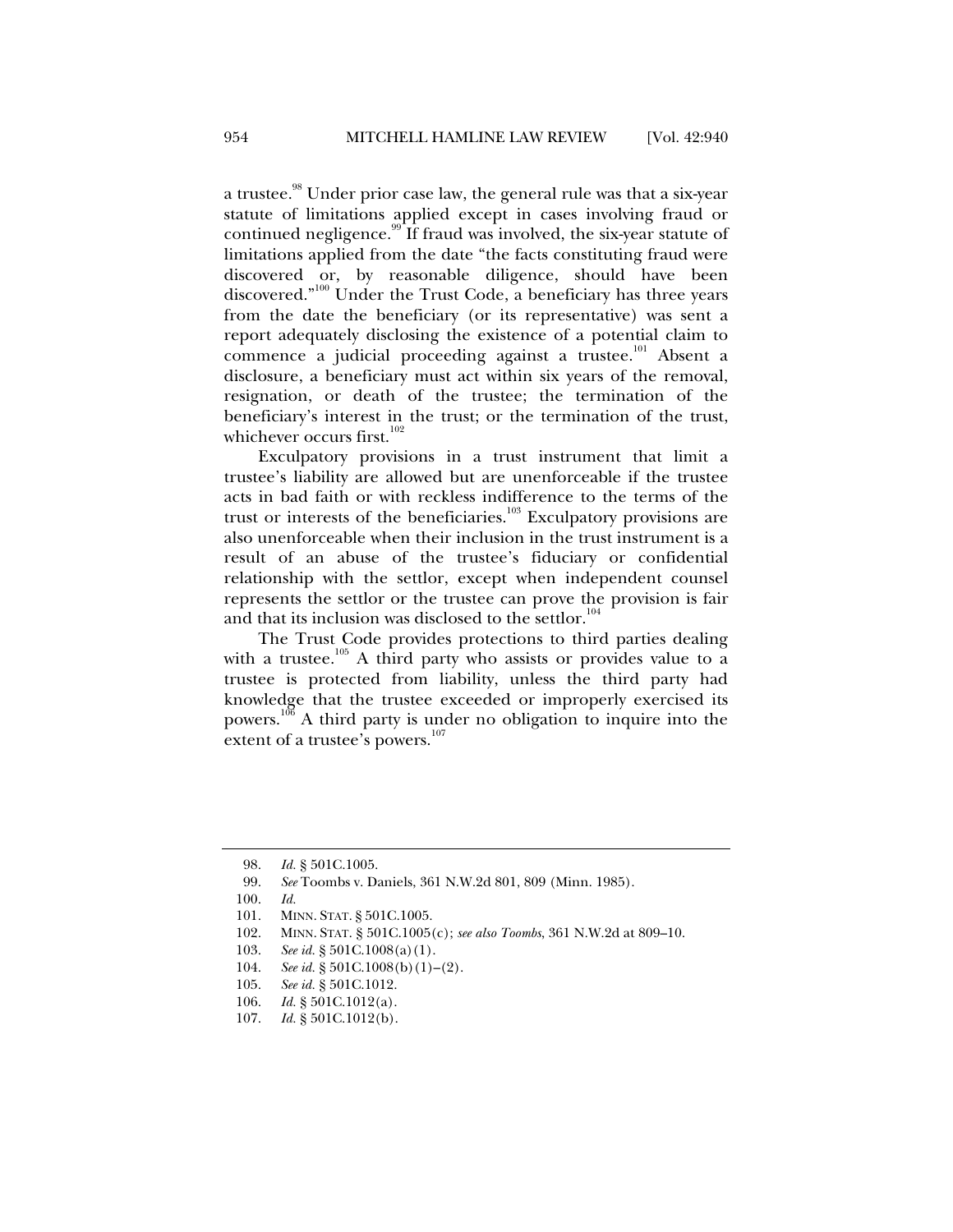a trustee.[98] Under prior case law, the general rule was that a six-year statute of limitations applied except in cases involving fraud or continued negligence.[99] If fraud was involved, the six-year statute of limitations applied from the date "the facts constituting fraud were discovered or, by reasonable diligence, should have been discovered."[100] Under the Trust Code, a beneficiary has three years from the date the beneficiary (or its representative) was sent a report adequately disclosing the existence of a potential claim to commence a judicial proceeding against a trustee.[101] Absent a disclosure, a beneficiary must act within six years of the removal, resignation, or death of the trustee; the termination of the beneficiary's interest in the trust; or the termination of the trust, whichever occurs first.[102]

Exculpatory provisions in a trust instrument that limit a trustee's liability are allowed but are unenforceable if the trustee acts in bad faith or with reckless indifference to the terms of the trust or interests of the beneficiaries.[103] Exculpatory provisions are also unenforceable when their inclusion in the trust instrument is a result of an abuse of the trustee's fiduciary or confidential relationship with the settlor, except when independent counsel represents the settlor or the trustee can prove the provision is fair and that its inclusion was disclosed to the settlor.[104]

The Trust Code provides protections to third parties dealing with a trustee.[105] A third party who assists or provides value to a trustee is protected from liability, unless the third party had knowledge that the trustee exceeded or improperly exercised its powers.[106] A third party is under no obligation to inquire into the extent of a trustee's powers.[107]

---

98. *Id.* § 501C.1005.
99. *See* Toombs v. Daniels, 361 N.W.2d 801, 809 (Minn. 1985).
100. *Id.*
101. MINN. STAT. § 501C.1005.
102. MINN. STAT. § 501C.1005(c); *see also Toombs*, 361 N.W.2d at 809–10.
103. *See id.* § 501C.1008(a)(1).
104. *See id.* § 501C.1008(b)(1)–(2).
105. *See id.* § 501C.1012.
106. *Id.* § 501C.1012(a).
107. *Id.* § 501C.1012(b).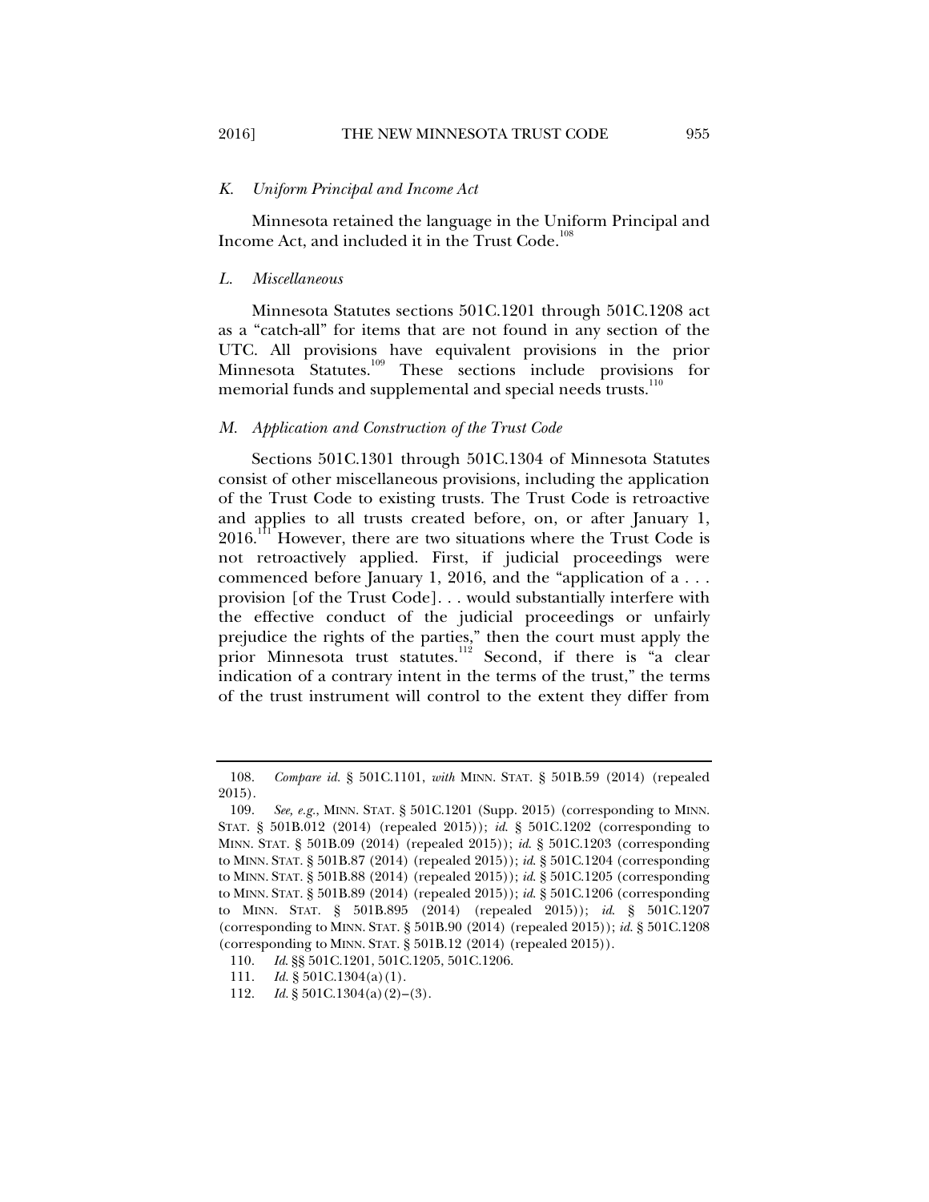### *K. Uniform Principal and Income Act*

Minnesota retained the language in the Uniform Principal and Income Act, and included it in the Trust Code.[108]

### *L. Miscellaneous*

Minnesota Statutes sections 501C.1201 through 501C.1208 act as a "catch-all" for items that are not found in any section of the UTC. All provisions have equivalent provisions in the prior Minnesota Statutes.[109] These sections include provisions for memorial funds and supplemental and special needs trusts.[110]

### *M. Application and Construction of the Trust Code*

Sections 501C.1301 through 501C.1304 of Minnesota Statutes consist of other miscellaneous provisions, including the application of the Trust Code to existing trusts. The Trust Code is retroactive and applies to all trusts created before, on, or after January 1, 2016.[111] However, there are two situations where the Trust Code is not retroactively applied. First, if judicial proceedings were commenced before January 1, 2016, and the "application of a . . . provision [of the Trust Code]. . . would substantially interfere with the effective conduct of the judicial proceedings or unfairly prejudice the rights of the parties," then the court must apply the prior Minnesota trust statutes.[112] Second, if there is "a clear indication of a contrary intent in the terms of the trust," the terms of the trust instrument will control to the extent they differ from

---

108. *Compare id.* § 501C.1101, *with* MINN. STAT. § 501B.59 (2014) (repealed 2015).

109. *See, e.g.*, MINN. STAT. § 501C.1201 (Supp. 2015) (corresponding to MINN. STAT. § 501B.012 (2014) (repealed 2015)); *id.* § 501C.1202 (corresponding to MINN. STAT. § 501B.09 (2014) (repealed 2015)); *id.* § 501C.1203 (corresponding to MINN. STAT. § 501B.87 (2014) (repealed 2015)); *id.* § 501C.1204 (corresponding to MINN. STAT. § 501B.88 (2014) (repealed 2015)); *id.* § 501C.1205 (corresponding to MINN. STAT. § 501B.89 (2014) (repealed 2015)); *id.* § 501C.1206 (corresponding to MINN. STAT. § 501B.895 (2014) (repealed 2015)); *id.* § 501C.1207 (corresponding to MINN. STAT. § 501B.90 (2014) (repealed 2015)); *id.* § 501C.1208 (corresponding to MINN. STAT. § 501B.12 (2014) (repealed 2015)).

110. *Id.* §§ 501C.1201, 501C.1205, 501C.1206.

111. *Id.* § 501C.1304(a)(1).

112. *Id.* § 501C.1304(a)(2)–(3).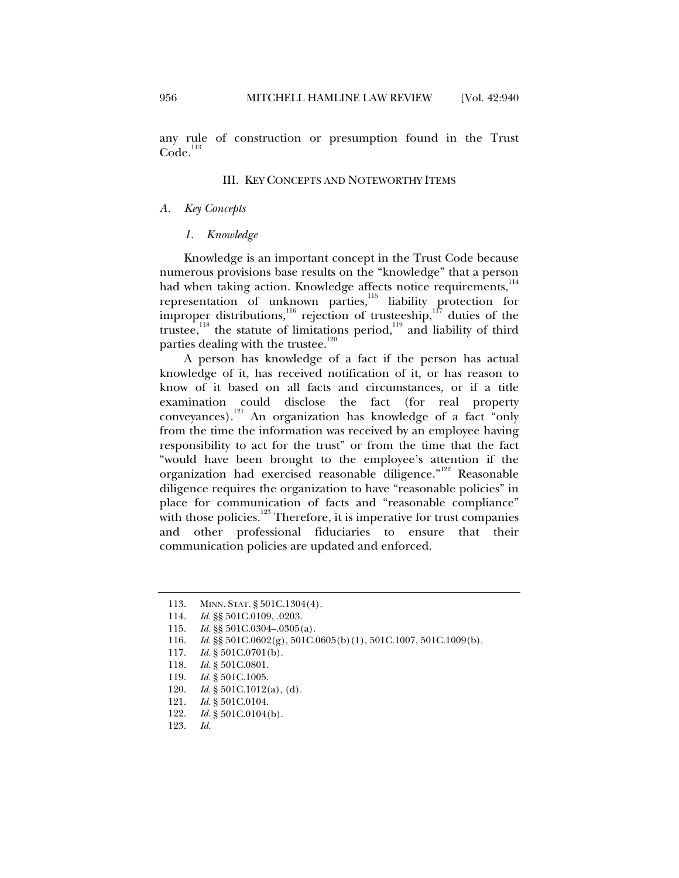any rule of construction or presumption found in the Trust Code.[113]

## III. KEY CONCEPTS AND NOTEWORTHY ITEMS

### *A. Key Concepts*

#### *1. Knowledge*

Knowledge is an important concept in the Trust Code because numerous provisions base results on the "knowledge" that a person had when taking action. Knowledge affects notice requirements,[114] representation of unknown parties,[115] liability protection for improper distributions,[116] rejection of trusteeship,[117] duties of the trustee,[118] the statute of limitations period,[119] and liability of third parties dealing with the trustee.[120]

A person has knowledge of a fact if the person has actual knowledge of it, has received notification of it, or has reason to know of it based on all facts and circumstances, or if a title examination could disclose the fact (for real property conveyances).[121] An organization has knowledge of a fact "only from the time the information was received by an employee having responsibility to act for the trust" or from the time that the fact "would have been brought to the employee's attention if the organization had exercised reasonable diligence."[122] Reasonable diligence requires the organization to have "reasonable policies" in place for communication of facts and "reasonable compliance" with those policies.[123] Therefore, it is imperative for trust companies and other professional fiduciaries to ensure that their communication policies are updated and enforced.

---

113. MINN. STAT. § 501C.1304(4).
114. *Id.* §§ 501C.0109, .0203.
115. *Id.* §§ 501C.0304–.0305(a).
116. *Id.* §§ 501C.0602(g), 501C.0605(b)(1), 501C.1007, 501C.1009(b).
117. *Id.* § 501C.0701(b).
118. *Id.* § 501C.0801.
119. *Id.* § 501C.1005.
120. *Id.* § 501C.1012(a), (d).
121. *Id.* § 501C.0104.
122. *Id.* § 501C.0104(b).
123. *Id.*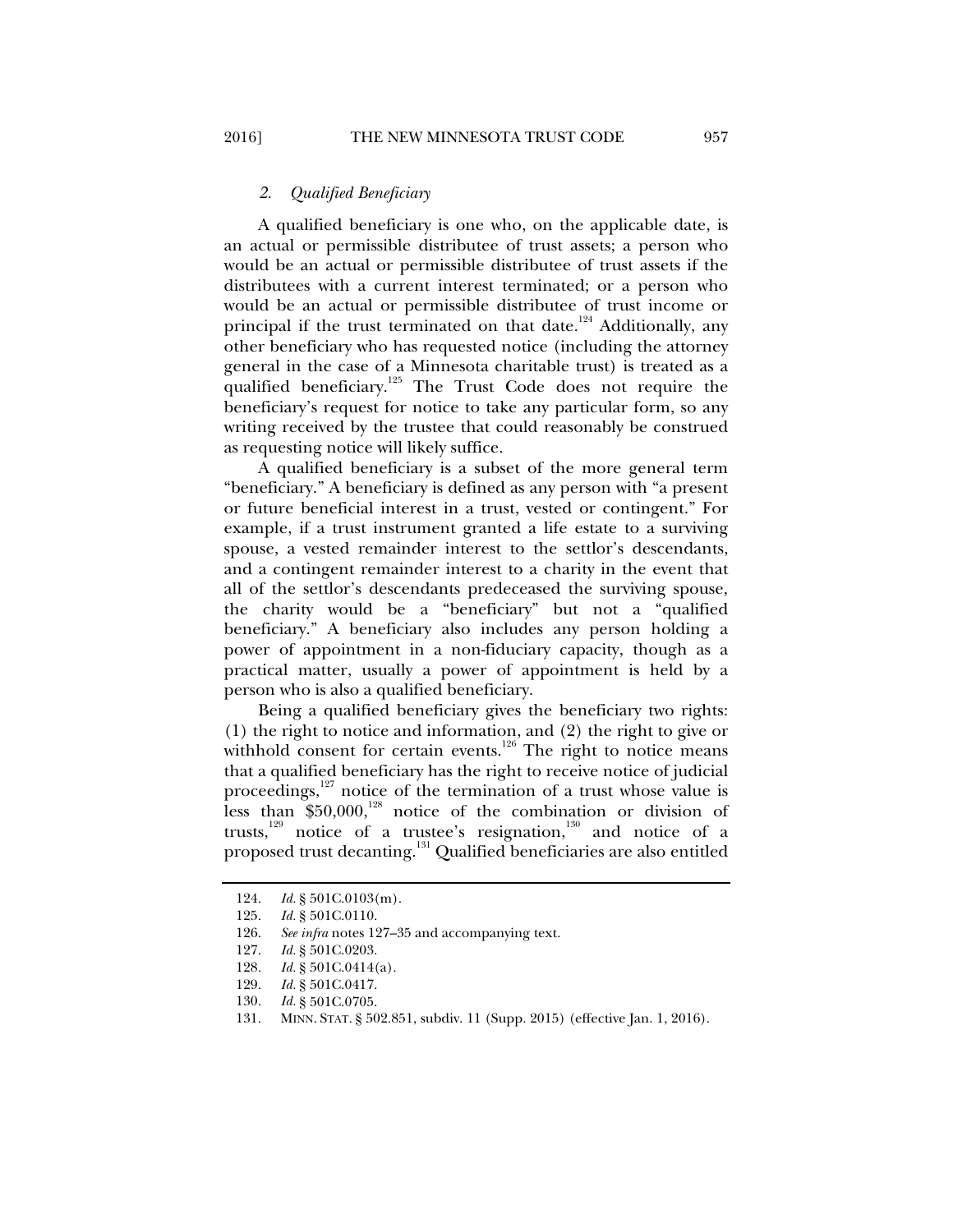### 2. *Qualified Beneficiary*

A qualified beneficiary is one who, on the applicable date, is an actual or permissible distributee of trust assets; a person who would be an actual or permissible distributee of trust assets if the distributees with a current interest terminated; or a person who would be an actual or permissible distributee of trust income or principal if the trust terminated on that date.[124] Additionally, any other beneficiary who has requested notice (including the attorney general in the case of a Minnesota charitable trust) is treated as a qualified beneficiary.[125] The Trust Code does not require the beneficiary's request for notice to take any particular form, so any writing received by the trustee that could reasonably be construed as requesting notice will likely suffice.

A qualified beneficiary is a subset of the more general term "beneficiary." A beneficiary is defined as any person with "a present or future beneficial interest in a trust, vested or contingent." For example, if a trust instrument granted a life estate to a surviving spouse, a vested remainder interest to the settlor's descendants, and a contingent remainder interest to a charity in the event that all of the settlor's descendants predeceased the surviving spouse, the charity would be a "beneficiary" but not a "qualified beneficiary." A beneficiary also includes any person holding a power of appointment in a non-fiduciary capacity, though as a practical matter, usually a power of appointment is held by a person who is also a qualified beneficiary.

Being a qualified beneficiary gives the beneficiary two rights: (1) the right to notice and information, and (2) the right to give or withhold consent for certain events.[126] The right to notice means that a qualified beneficiary has the right to receive notice of judicial proceedings,[127] notice of the termination of a trust whose value is less than $50,000,[128] notice of the combination or division of trusts,[129] notice of a trustee's resignation,[130] and notice of a proposed trust decanting.[131] Qualified beneficiaries are also entitled

---

124. *Id.* § 501C.0103(m).

125. *Id.* § 501C.0110.

126. *See infra* notes 127–35 and accompanying text.

127. *Id.* § 501C.0203.

128. *Id.* § 501C.0414(a).

129. *Id.* § 501C.0417.

130. *Id.* § 501C.0705.

131. MINN. STAT. § 502.851, subdiv. 11 (Supp. 2015) (effective Jan. 1, 2016).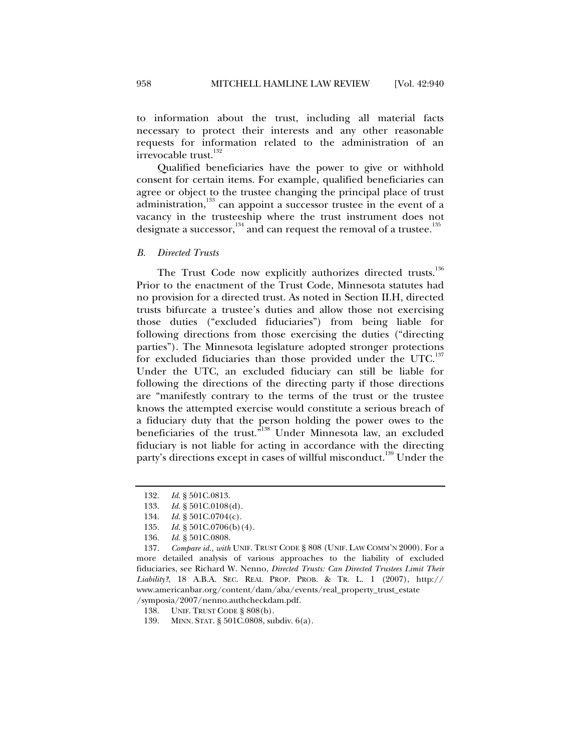to information about the trust, including all material facts necessary to protect their interests and any other reasonable requests for information related to the administration of an irrevocable trust.[132]

Qualified beneficiaries have the power to give or withhold consent for certain items. For example, qualified beneficiaries can agree or object to the trustee changing the principal place of trust administration,[133] can appoint a successor trustee in the event of a vacancy in the trusteeship where the trust instrument does not designate a successor,[134] and can request the removal of a trustee.[135]

### *B. Directed Trusts*

The Trust Code now explicitly authorizes directed trusts.[136] Prior to the enactment of the Trust Code, Minnesota statutes had no provision for a directed trust. As noted in Section II.H, directed trusts bifurcate a trustee's duties and allow those not exercising those duties ("excluded fiduciaries") from being liable for following directions from those exercising the duties ("directing parties"). The Minnesota legislature adopted stronger protections for excluded fiduciaries than those provided under the UTC.[137] Under the UTC, an excluded fiduciary can still be liable for following the directions of the directing party if those directions are "manifestly contrary to the terms of the trust or the trustee knows the attempted exercise would constitute a serious breach of a fiduciary duty that the person holding the power owes to the beneficiaries of the trust."[138] Under Minnesota law, an excluded fiduciary is not liable for acting in accordance with the directing party's directions except in cases of willful misconduct.[139] Under the

---

132. *Id.* § 501C.0813.

133. *Id.* § 501C.0108(d).

134. *Id.* § 501C.0704(c).

135. *Id.* § 501C.0706(b)(4).

136. *Id.* § 501C.0808.

137. *Compare id.*, *with* UNIF. TRUST CODE § 808 (UNIF. LAW COMM'N 2000). For a more detailed analysis of various approaches to the liability of excluded fiduciaries, see Richard W. Nenno, *Directed Trusts: Can Directed Trustees Limit Their Liability?*, 18 A.B.A. SEC. REAL PROP. PROB. & TR. L. 1 (2007), http://www.americanbar.org/content/dam/aba/events/real_property_trust_estate/symposia/2007/nenno.authcheckdam.pdf.

138. UNIF. TRUST CODE § 808(b).

139. MINN. STAT. § 501C.0808, subdiv. 6(a).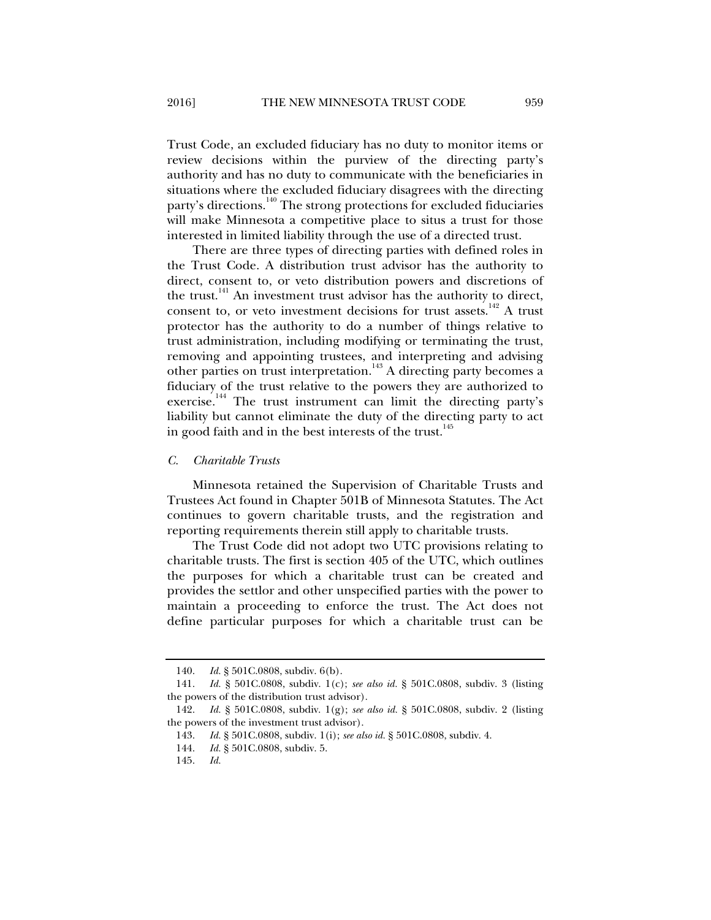Trust Code, an excluded fiduciary has no duty to monitor items or review decisions within the purview of the directing party's authority and has no duty to communicate with the beneficiaries in situations where the excluded fiduciary disagrees with the directing party's directions.[140] The strong protections for excluded fiduciaries will make Minnesota a competitive place to situs a trust for those interested in limited liability through the use of a directed trust.

There are three types of directing parties with defined roles in the Trust Code. A distribution trust advisor has the authority to direct, consent to, or veto distribution powers and discretions of the trust.[141] An investment trust advisor has the authority to direct, consent to, or veto investment decisions for trust assets.[142] A trust protector has the authority to do a number of things relative to trust administration, including modifying or terminating the trust, removing and appointing trustees, and interpreting and advising other parties on trust interpretation.[143] A directing party becomes a fiduciary of the trust relative to the powers they are authorized to exercise.[144] The trust instrument can limit the directing party's liability but cannot eliminate the duty of the directing party to act in good faith and in the best interests of the trust.[145]

### *C. Charitable Trusts*

Minnesota retained the Supervision of Charitable Trusts and Trustees Act found in Chapter 501B of Minnesota Statutes. The Act continues to govern charitable trusts, and the registration and reporting requirements therein still apply to charitable trusts.

The Trust Code did not adopt two UTC provisions relating to charitable trusts. The first is section 405 of the UTC, which outlines the purposes for which a charitable trust can be created and provides the settlor and other unspecified parties with the power to maintain a proceeding to enforce the trust. The Act does not define particular purposes for which a charitable trust can be

---

140. *Id.* § 501C.0808, subdiv. 6(b).

141. *Id.* § 501C.0808, subdiv. 1(c); *see also id.* § 501C.0808, subdiv. 3 (listing the powers of the distribution trust advisor).

142. *Id.* § 501C.0808, subdiv. 1(g); *see also id.* § 501C.0808, subdiv. 2 (listing the powers of the investment trust advisor).

143. *Id.* § 501C.0808, subdiv. 1(i); *see also id.* § 501C.0808, subdiv. 4.

144. *Id.* § 501C.0808, subdiv. 5.

145. *Id.*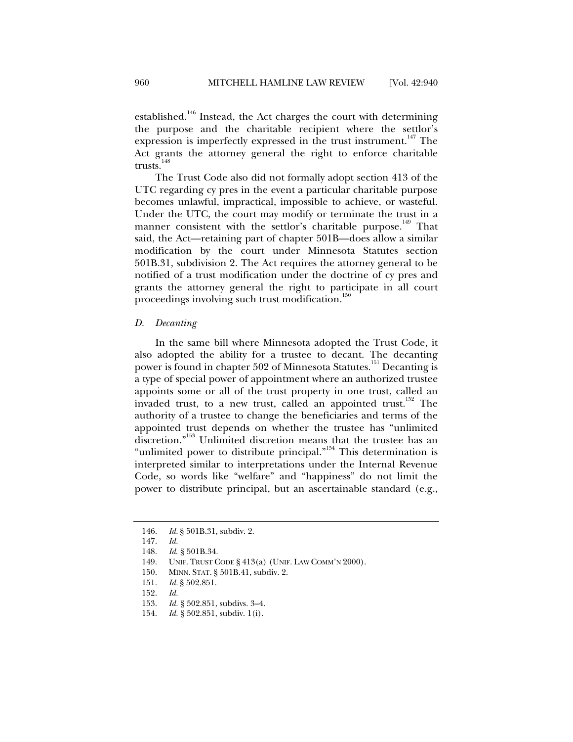established.[146] Instead, the Act charges the court with determining the purpose and the charitable recipient where the settlor's expression is imperfectly expressed in the trust instrument.[147] The Act grants the attorney general the right to enforce charitable trusts.[148]

The Trust Code also did not formally adopt section 413 of the UTC regarding cy pres in the event a particular charitable purpose becomes unlawful, impractical, impossible to achieve, or wasteful. Under the UTC, the court may modify or terminate the trust in a manner consistent with the settlor's charitable purpose.[149] That said, the Act—retaining part of chapter 501B—does allow a similar modification by the court under Minnesota Statutes section 501B.31, subdivision 2. The Act requires the attorney general to be notified of a trust modification under the doctrine of cy pres and grants the attorney general the right to participate in all court proceedings involving such trust modification.[150]

### *D. Decanting*

In the same bill where Minnesota adopted the Trust Code, it also adopted the ability for a trustee to decant. The decanting power is found in chapter 502 of Minnesota Statutes.[151] Decanting is a type of special power of appointment where an authorized trustee appoints some or all of the trust property in one trust, called an invaded trust, to a new trust, called an appointed trust.[152] The authority of a trustee to change the beneficiaries and terms of the appointed trust depends on whether the trustee has "unlimited discretion."[153] Unlimited discretion means that the trustee has an "unlimited power to distribute principal."[154] This determination is interpreted similar to interpretations under the Internal Revenue Code, so words like "welfare" and "happiness" do not limit the power to distribute principal, but an ascertainable standard (e.g.,

---

146. *Id.* § 501B.31, subdiv. 2.
147. *Id.*
148. *Id.* § 501B.34.
149. UNIF. TRUST CODE § 413(a) (UNIF. LAW COMM'N 2000).
150. MINN. STAT. § 501B.41, subdiv. 2.
151. *Id.* § 502.851.
152. *Id.*
153. *Id.* § 502.851, subdivs. 3–4.
154. *Id.* § 502.851, subdiv. 1(i).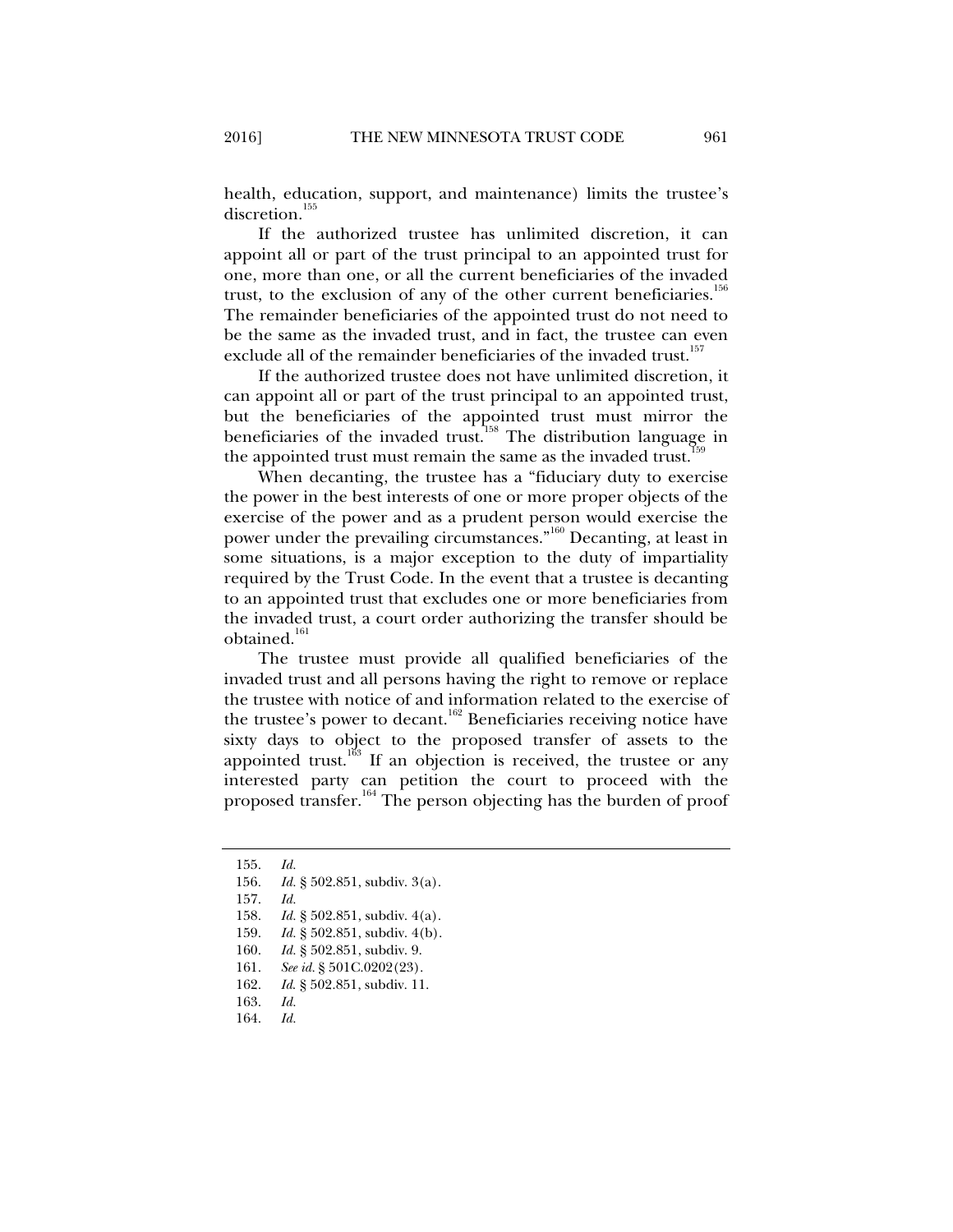health, education, support, and maintenance) limits the trustee's discretion.[155]

If the authorized trustee has unlimited discretion, it can appoint all or part of the trust principal to an appointed trust for one, more than one, or all the current beneficiaries of the invaded trust, to the exclusion of any of the other current beneficiaries.[156] The remainder beneficiaries of the appointed trust do not need to be the same as the invaded trust, and in fact, the trustee can even exclude all of the remainder beneficiaries of the invaded trust.[157]

If the authorized trustee does not have unlimited discretion, it can appoint all or part of the trust principal to an appointed trust, but the beneficiaries of the appointed trust must mirror the beneficiaries of the invaded trust.[158] The distribution language in the appointed trust must remain the same as the invaded trust.[159]

When decanting, the trustee has a "fiduciary duty to exercise the power in the best interests of one or more proper objects of the exercise of the power and as a prudent person would exercise the power under the prevailing circumstances."[160] Decanting, at least in some situations, is a major exception to the duty of impartiality required by the Trust Code. In the event that a trustee is decanting to an appointed trust that excludes one or more beneficiaries from the invaded trust, a court order authorizing the transfer should be obtained.[161]

The trustee must provide all qualified beneficiaries of the invaded trust and all persons having the right to remove or replace the trustee with notice of and information related to the exercise of the trustee's power to decant.[162] Beneficiaries receiving notice have sixty days to object to the proposed transfer of assets to the appointed trust.[163] If an objection is received, the trustee or any interested party can petition the court to proceed with the proposed transfer.[164] The person objecting has the burden of proof

---

155. *Id.*
156. *Id.* § 502.851, subdiv. 3(a).
157. *Id.*
158. *Id.* § 502.851, subdiv. 4(a).
159. *Id.* § 502.851, subdiv. 4(b).
160. *Id.* § 502.851, subdiv. 9.
161. *See id.* § 501C.0202(23).
162. *Id.* § 502.851, subdiv. 11.
163. *Id.*
164. *Id.*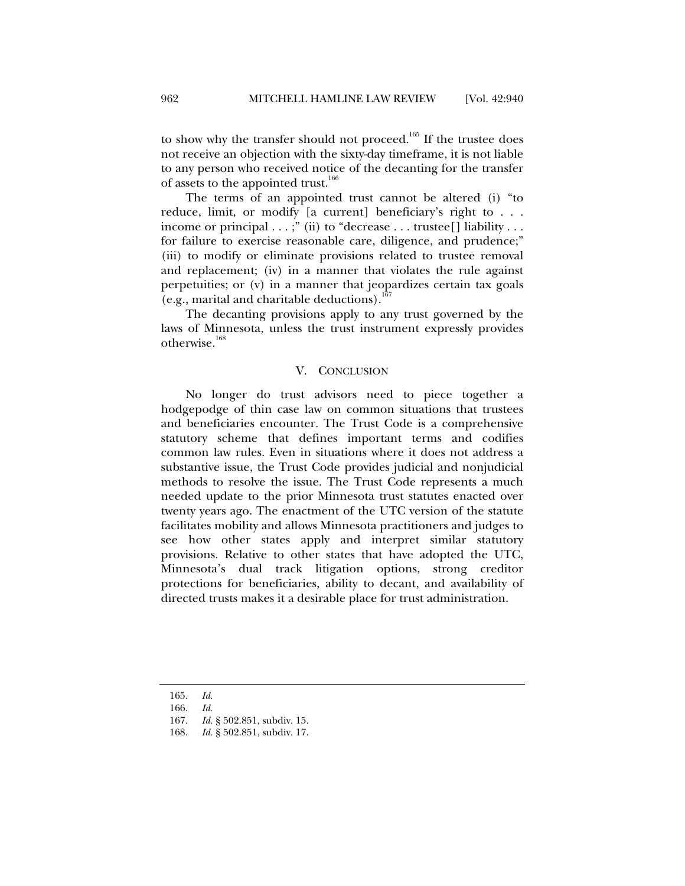to show why the transfer should not proceed.[165] If the trustee does not receive an objection with the sixty-day timeframe, it is not liable to any person who received notice of the decanting for the transfer of assets to the appointed trust.[166]

The terms of an appointed trust cannot be altered (i) "to reduce, limit, or modify [a current] beneficiary's right to . . . income or principal . . . ;" (ii) to "decrease . . . trustee[] liability . . . for failure to exercise reasonable care, diligence, and prudence;" (iii) to modify or eliminate provisions related to trustee removal and replacement; (iv) in a manner that violates the rule against perpetuities; or (v) in a manner that jeopardizes certain tax goals (e.g., marital and charitable deductions).[167]

The decanting provisions apply to any trust governed by the laws of Minnesota, unless the trust instrument expressly provides otherwise.[168]

## V. CONCLUSION

No longer do trust advisors need to piece together a hodgepodge of thin case law on common situations that trustees and beneficiaries encounter. The Trust Code is a comprehensive statutory scheme that defines important terms and codifies common law rules. Even in situations where it does not address a substantive issue, the Trust Code provides judicial and nonjudicial methods to resolve the issue. The Trust Code represents a much needed update to the prior Minnesota trust statutes enacted over twenty years ago. The enactment of the UTC version of the statute facilitates mobility and allows Minnesota practitioners and judges to see how other states apply and interpret similar statutory provisions. Relative to other states that have adopted the UTC, Minnesota's dual track litigation options, strong creditor protections for beneficiaries, ability to decant, and availability of directed trusts makes it a desirable place for trust administration.

---

165. *Id.*

166. *Id.*

167. *Id.* § 502.851, subdiv. 15.

168. *Id.* § 502.851, subdiv. 17.